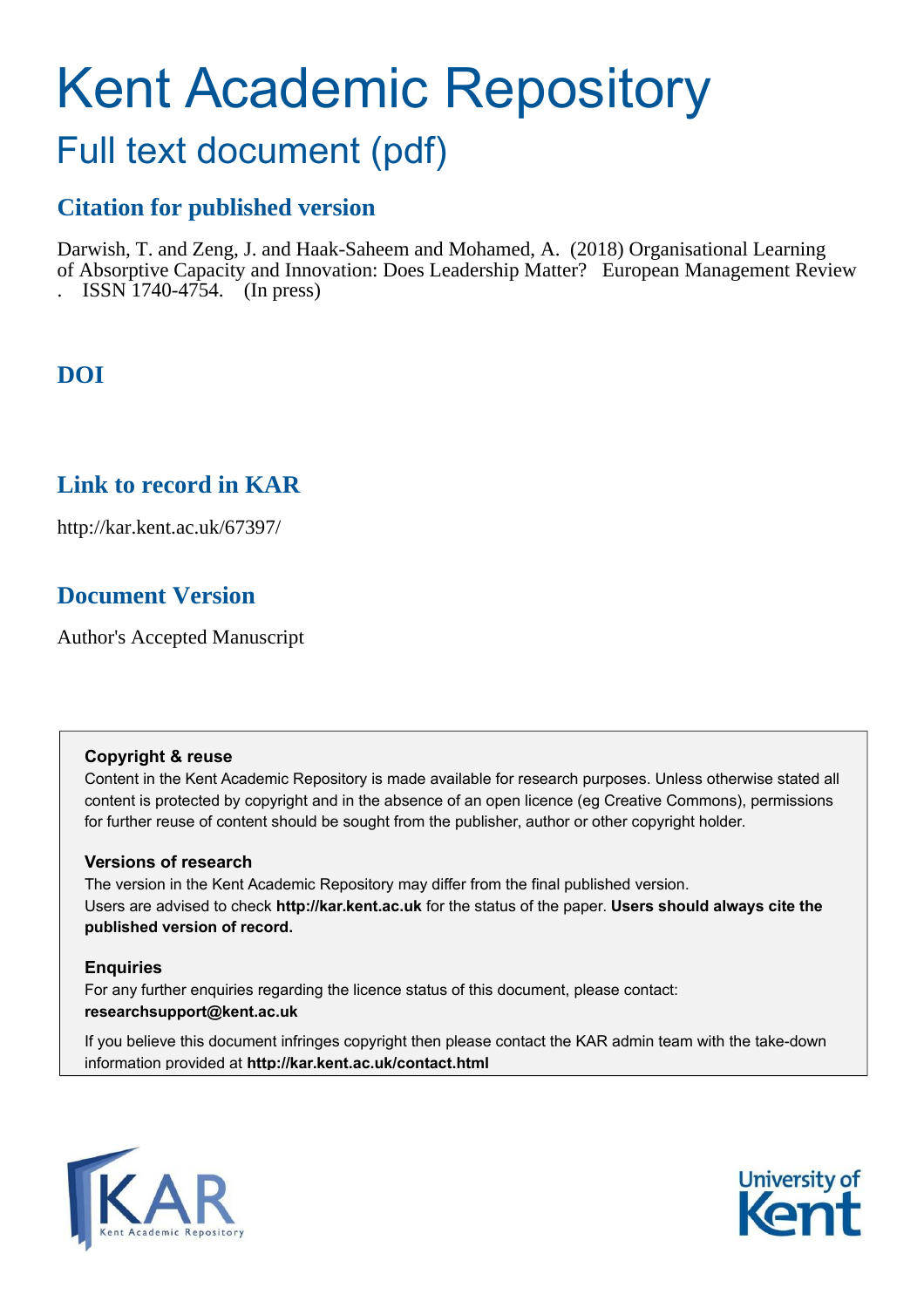# Kent Academic Repository

## Full text document (pdf)

### Citation for published version

Darwish, T. and Zeng, J. and Haak-Saheem and Mohamed, A. (2018) Organisational Learning of Absorptive Capacity and Innovation: Does Leadership Matter? European Management Review . ISSN 1740-4754. (In press)

### DOI

### Link to record in KAR

http://kar.kent.ac.uk/67397/

### Document Version

Author's Accepted Manuscript

**Copyright & reuse**

Content in the Kent Academic Repository is made available for research purposes. Unless otherwise stated all content is protected by copyright and in the absence of an open licence (eg Creative Commons), permissions for further reuse of content should be sought from the publisher, author or other copyright holder.

**Versions of research**

The version in the Kent Academic Repository may differ from the final published version. Users are advised to check **http://kar.kent.ac.uk** for the status of the paper. **Users should always cite the published version of record.**

**Enquiries**

For any further enquiries regarding the licence status of this document, please contact: **researchsupport@kent.ac.uk**

If you believe this document infringes copyright then please contact the KAR admin team with the take-down information provided at **http://kar.kent.ac.uk/contact.html**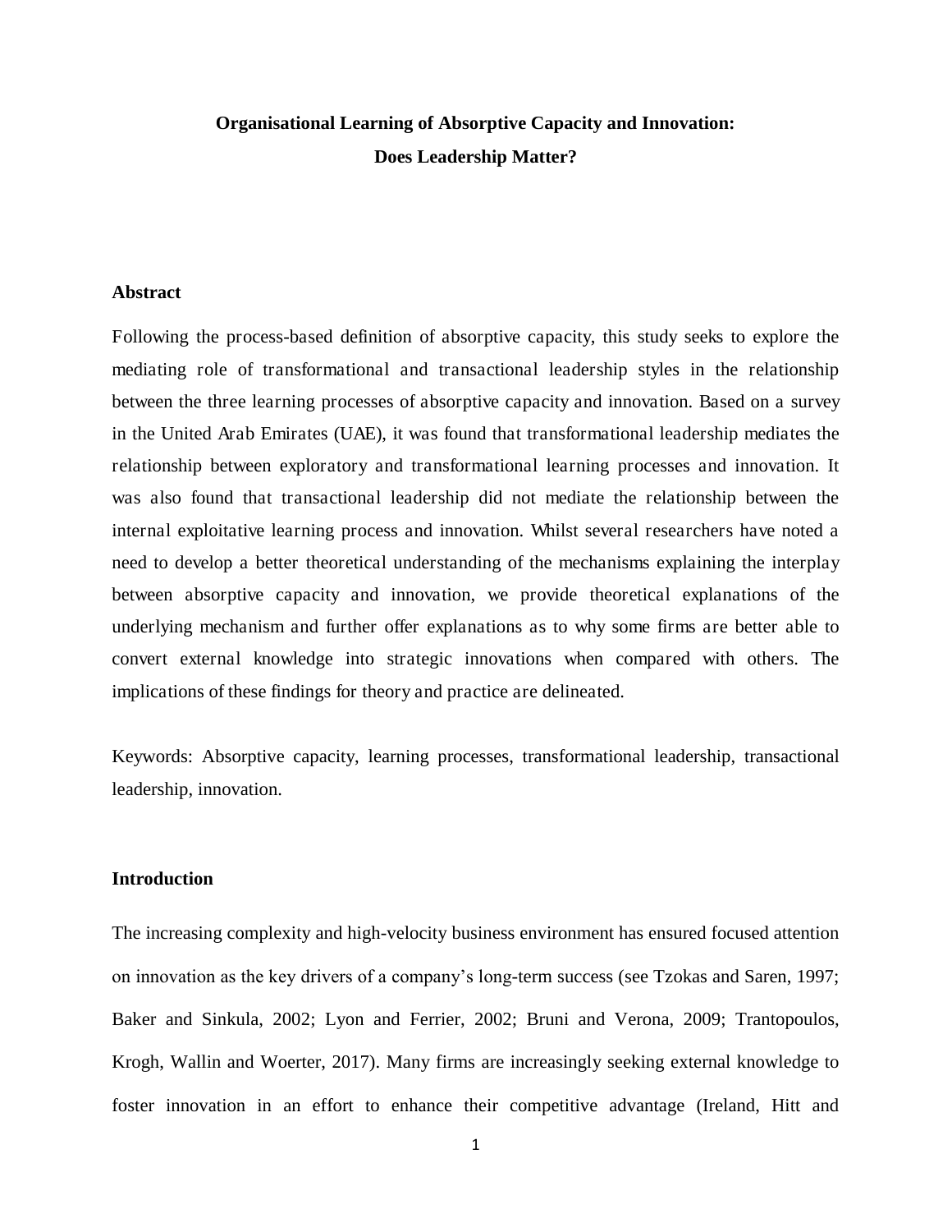# Organisational Learning of Absorptive Capacity and Innovation: Does Leadership Matter?

## Abstract

Following the process-based definition of absorptive capacity, this study seeks to explore the mediating role of transformational and transactional leadership styles in the relationship between the three learning processes of absorptive capacity and innovation. Based on a survey in the United Arab Emirates (UAE), it was found that transformational leadership mediates the relationship between exploratory and transformational learning processes and innovation. It was also found that transactional leadership did not mediate the relationship between the internal exploitative learning process and innovation. Whilst several researchers have noted a need to develop a better theoretical understanding of the mechanisms explaining the interplay between absorptive capacity and innovation, we provide theoretical explanations of the underlying mechanism and further offer explanations as to why some firms are better able to convert external knowledge into strategic innovations when compared with others. The implications of these findings for theory and practice are delineated.

Keywords: Absorptive capacity, learning processes, transformational leadership, transactional leadership, innovation.

## Introduction

The increasing complexity and high-velocity business environment has ensured focused attention on innovation as the key drivers of a company's long-term success (see Tzokas and Saren, 1997; Baker and Sinkula, 2002; Lyon and Ferrier, 2002; Bruni and Verona, 2009; Trantopoulos, Krogh, Wallin and Woerter, 2017). Many firms are increasingly seeking external knowledge to foster innovation in an effort to enhance their competitive advantage (Ireland, Hitt and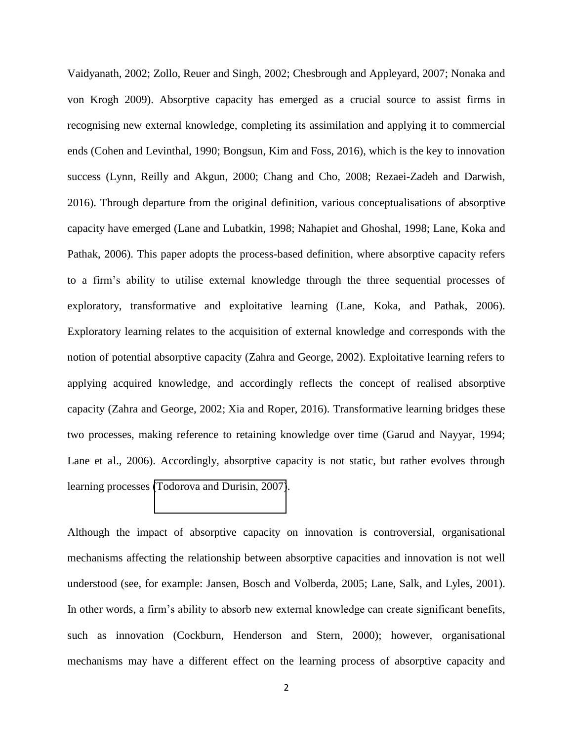Vaidyanath, 2002; Zollo, Reuer and Singh, 2002; Chesbrough and Appleyard, 2007; Nonaka and von Krogh 2009). Absorptive capacity has emerged as a crucial source to assist firms in recognising new external knowledge, completing its assimilation and applying it to commercial ends (Cohen and Levinthal, 1990; Bongsun, Kim and Foss, 2016), which is the key to innovation success (Lynn, Reilly and Akgun, 2000; Chang and Cho, 2008; Rezaei-Zadeh and Darwish, 2016). Through departure from the original definition, various conceptualisations of absorptive capacity have emerged (Lane and Lubatkin, 1998; Nahapiet and Ghoshal, 1998; Lane, Koka and Pathak, 2006). This paper adopts the process-based definition, where absorptive capacity refers to a firm's ability to utilise external knowledge through the three sequential processes of exploratory, transformative and exploitative learning (Lane, Koka, and Pathak, 2006). Exploratory learning relates to the acquisition of external knowledge and corresponds with the notion of potential absorptive capacity (Zahra and George, 2002). Exploitative learning refers to applying acquired knowledge, and accordingly reflects the concept of realised absorptive capacity (Zahra and George, 2002; Xia and Roper, 2016). Transformative learning bridges these two processes, making reference to retaining knowledge over time (Garud and Nayyar, 1994; Lane et al., 2006). Accordingly, absorptive capacity is not static, but rather evolves through learning processes (Todorova and Durisin, 2007).

Although the impact of absorptive capacity on innovation is controversial, organisational mechanisms affecting the relationship between absorptive capacities and innovation is not well understood (see, for example: Jansen, Bosch and Volberda, 2005; Lane, Salk, and Lyles, 2001). In other words, a firm's ability to absorb new external knowledge can create significant benefits, such as innovation (Cockburn, Henderson and Stern, 2000); however, organisational mechanisms may have a different effect on the learning process of absorptive capacity and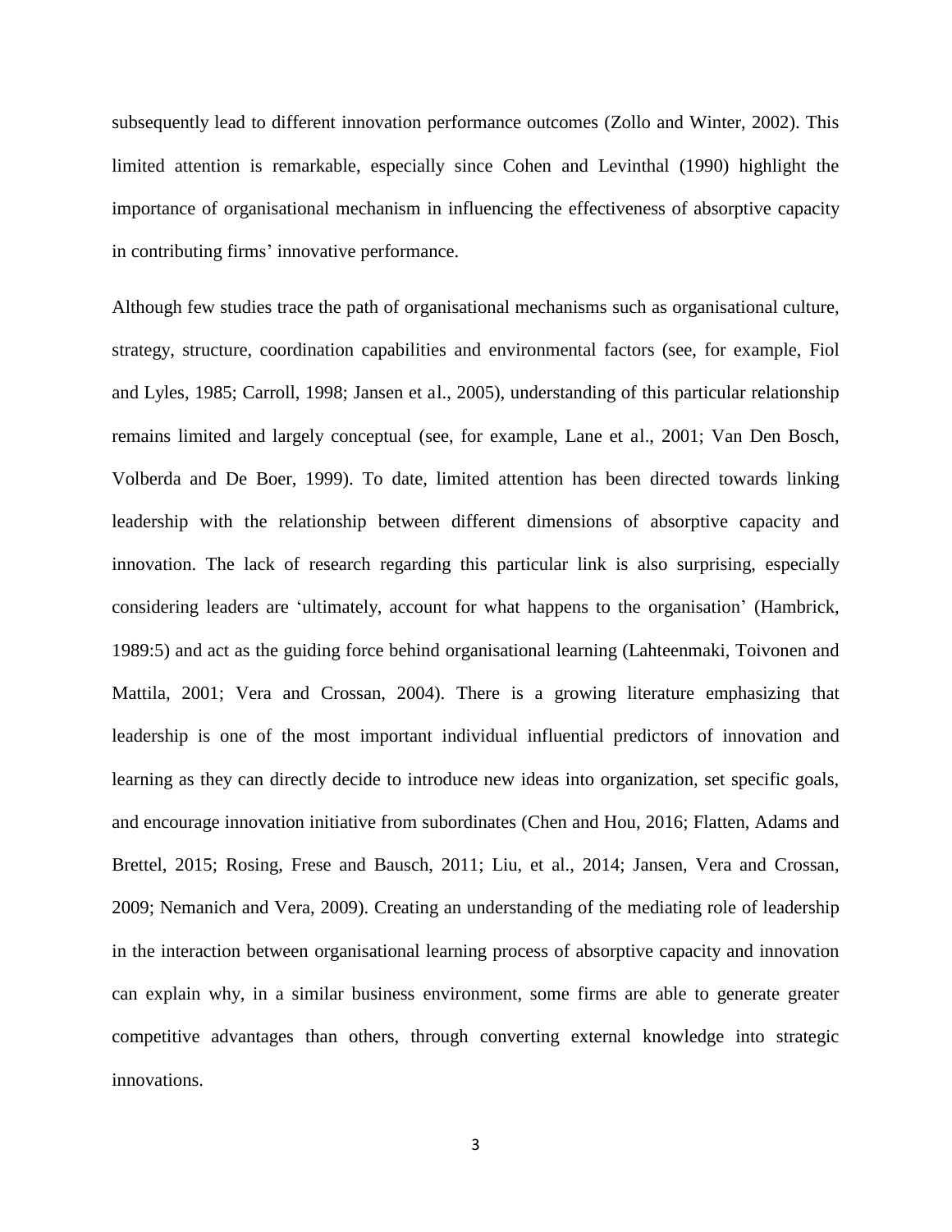subsequently lead to different innovation performance outcomes (Zollo and Winter, 2002). This limited attention is remarkable, especially since Cohen and Levinthal (1990) highlight the importance of organisational mechanism in influencing the effectiveness of absorptive capacity in contributing firms' innovative performance.

Although few studies trace the path of organisational mechanisms such as organisational culture, strategy, structure, coordination capabilities and environmental factors (see, for example, Fiol and Lyles, 1985; Carroll, 1998; Jansen et al., 2005), understanding of this particular relationship remains limited and largely conceptual (see, for example, Lane et al., 2001; Van Den Bosch, Volberda and De Boer, 1999). To date, limited attention has been directed towards linking leadership with the relationship between different dimensions of absorptive capacity and innovation. The lack of research regarding this particular link is also surprising, especially considering leaders are 'ultimately, account for what happens to the organisation' (Hambrick, 1989:5) and act as the guiding force behind organisational learning (Lahteenmaki, Toivonen and Mattila, 2001; Vera and Crossan, 2004). There is a growing literature emphasizing that leadership is one of the most important individual influential predictors of innovation and learning as they can directly decide to introduce new ideas into organization, set specific goals, and encourage innovation initiative from subordinates (Chen and Hou, 2016; Flatten, Adams and Brettel, 2015; Rosing, Frese and Bausch, 2011; Liu, et al., 2014; Jansen, Vera and Crossan, 2009; Nemanich and Vera, 2009). Creating an understanding of the mediating role of leadership in the interaction between organisational learning process of absorptive capacity and innovation can explain why, in a similar business environment, some firms are able to generate greater competitive advantages than others, through converting external knowledge into strategic innovations.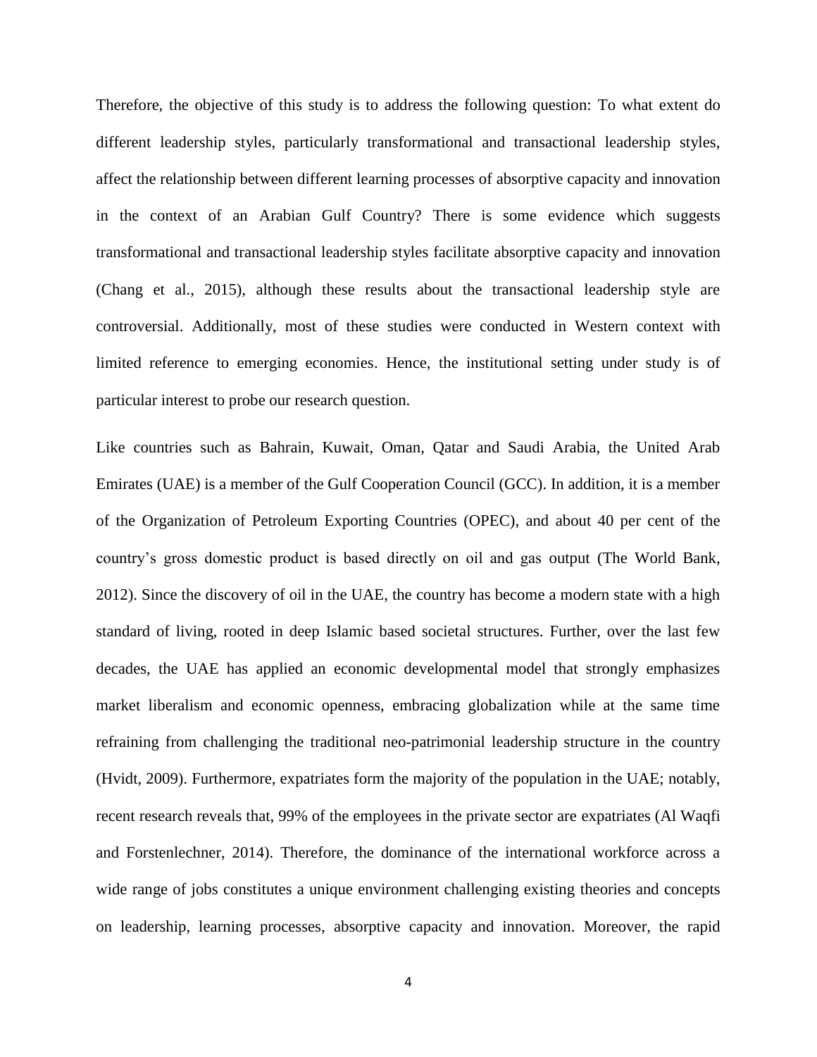Therefore, the objective of this study is to address the following question: To what extent do different leadership styles, particularly transformational and transactional leadership styles, affect the relationship between different learning processes of absorptive capacity and innovation in the context of an Arabian Gulf Country? There is some evidence which suggests transformational and transactional leadership styles facilitate absorptive capacity and innovation (Chang et al., 2015), although these results about the transactional leadership style are controversial. Additionally, most of these studies were conducted in Western context with limited reference to emerging economies. Hence, the institutional setting under study is of particular interest to probe our research question.

Like countries such as Bahrain, Kuwait, Oman, Qatar and Saudi Arabia, the United Arab Emirates (UAE) is a member of the Gulf Cooperation Council (GCC). In addition, it is a member of the Organization of Petroleum Exporting Countries (OPEC), and about 40 per cent of the country's gross domestic product is based directly on oil and gas output (The World Bank, 2012). Since the discovery of oil in the UAE, the country has become a modern state with a high standard of living, rooted in deep Islamic based societal structures. Further, over the last few decades, the UAE has applied an economic developmental model that strongly emphasizes market liberalism and economic openness, embracing globalization while at the same time refraining from challenging the traditional neo-patrimonial leadership structure in the country (Hvidt, 2009). Furthermore, expatriates form the majority of the population in the UAE; notably, recent research reveals that, 99% of the employees in the private sector are expatriates (Al Waqfi and Forstenlechner, 2014). Therefore, the dominance of the international workforce across a wide range of jobs constitutes a unique environment challenging existing theories and concepts on leadership, learning processes, absorptive capacity and innovation. Moreover, the rapid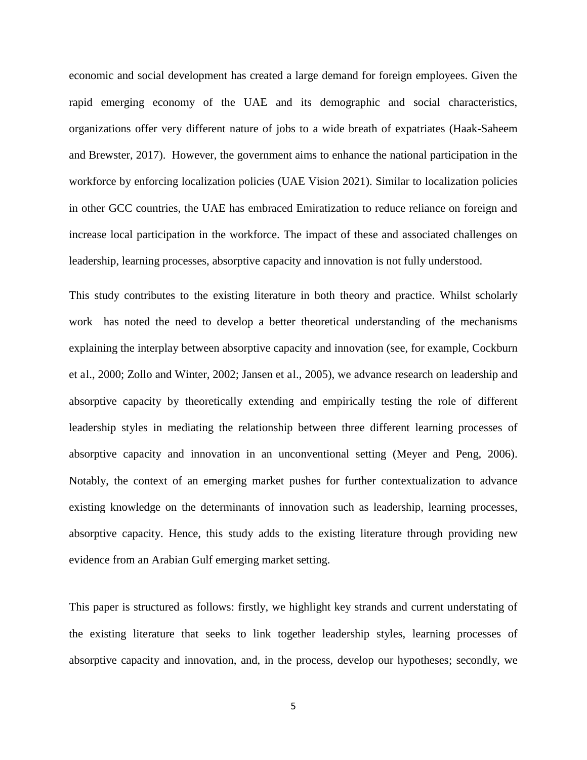economic and social development has created a large demand for foreign employees. Given the rapid emerging economy of the UAE and its demographic and social characteristics, organizations offer very different nature of jobs to a wide breath of expatriates (Haak-Saheem and Brewster, 2017). However, the government aims to enhance the national participation in the workforce by enforcing localization policies (UAE Vision 2021). Similar to localization policies in other GCC countries, the UAE has embraced Emiratization to reduce reliance on foreign and increase local participation in the workforce. The impact of these and associated challenges on leadership, learning processes, absorptive capacity and innovation is not fully understood.

This study contributes to the existing literature in both theory and practice. Whilst scholarly work has noted the need to develop a better theoretical understanding of the mechanisms explaining the interplay between absorptive capacity and innovation (see, for example, Cockburn et al., 2000; Zollo and Winter, 2002; Jansen et al., 2005), we advance research on leadership and absorptive capacity by theoretically extending and empirically testing the role of different leadership styles in mediating the relationship between three different learning processes of absorptive capacity and innovation in an unconventional setting (Meyer and Peng, 2006). Notably, the context of an emerging market pushes for further contextualization to advance existing knowledge on the determinants of innovation such as leadership, learning processes, absorptive capacity. Hence, this study adds to the existing literature through providing new evidence from an Arabian Gulf emerging market setting.

This paper is structured as follows: firstly, we highlight key strands and current understating of the existing literature that seeks to link together leadership styles, learning processes of absorptive capacity and innovation, and, in the process, develop our hypotheses; secondly, we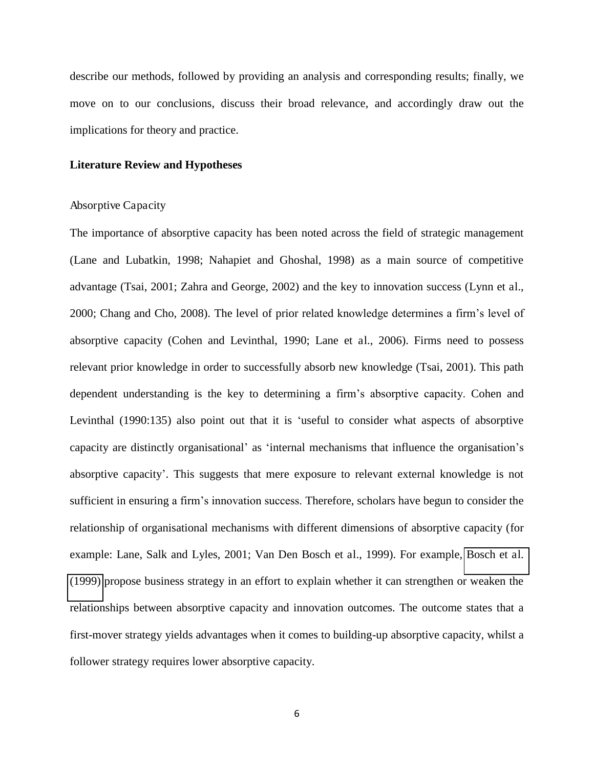describe our methods, followed by providing an analysis and corresponding results; finally, we move on to our conclusions, discuss their broad relevance, and accordingly draw out the implications for theory and practice.

## Literature Review and Hypotheses

### Absorptive Capacity

The importance of absorptive capacity has been noted across the field of strategic management (Lane and Lubatkin, 1998; Nahapiet and Ghoshal, 1998) as a main source of competitive advantage (Tsai, 2001; Zahra and George, 2002) and the key to innovation success (Lynn et al., 2000; Chang and Cho, 2008). The level of prior related knowledge determines a firm's level of absorptive capacity (Cohen and Levinthal, 1990; Lane et al., 2006). Firms need to possess relevant prior knowledge in order to successfully absorb new knowledge (Tsai, 2001). This path dependent understanding is the key to determining a firm's absorptive capacity. Cohen and Levinthal (1990:135) also point out that it is 'useful to consider what aspects of absorptive capacity are distinctly organisational' as 'internal mechanisms that influence the organisation's absorptive capacity'. This suggests that mere exposure to relevant external knowledge is not sufficient in ensuring a firm's innovation success. Therefore, scholars have begun to consider the relationship of organisational mechanisms with different dimensions of absorptive capacity (for example: Lane, Salk and Lyles, 2001; Van Den Bosch et al., 1999). For example, Bosch et al. (1999) propose business strategy in an effort to explain whether it can strengthen or weaken the relationships between absorptive capacity and innovation outcomes. The outcome states that a first-mover strategy yields advantages when it comes to building-up absorptive capacity, whilst a follower strategy requires lower absorptive capacity.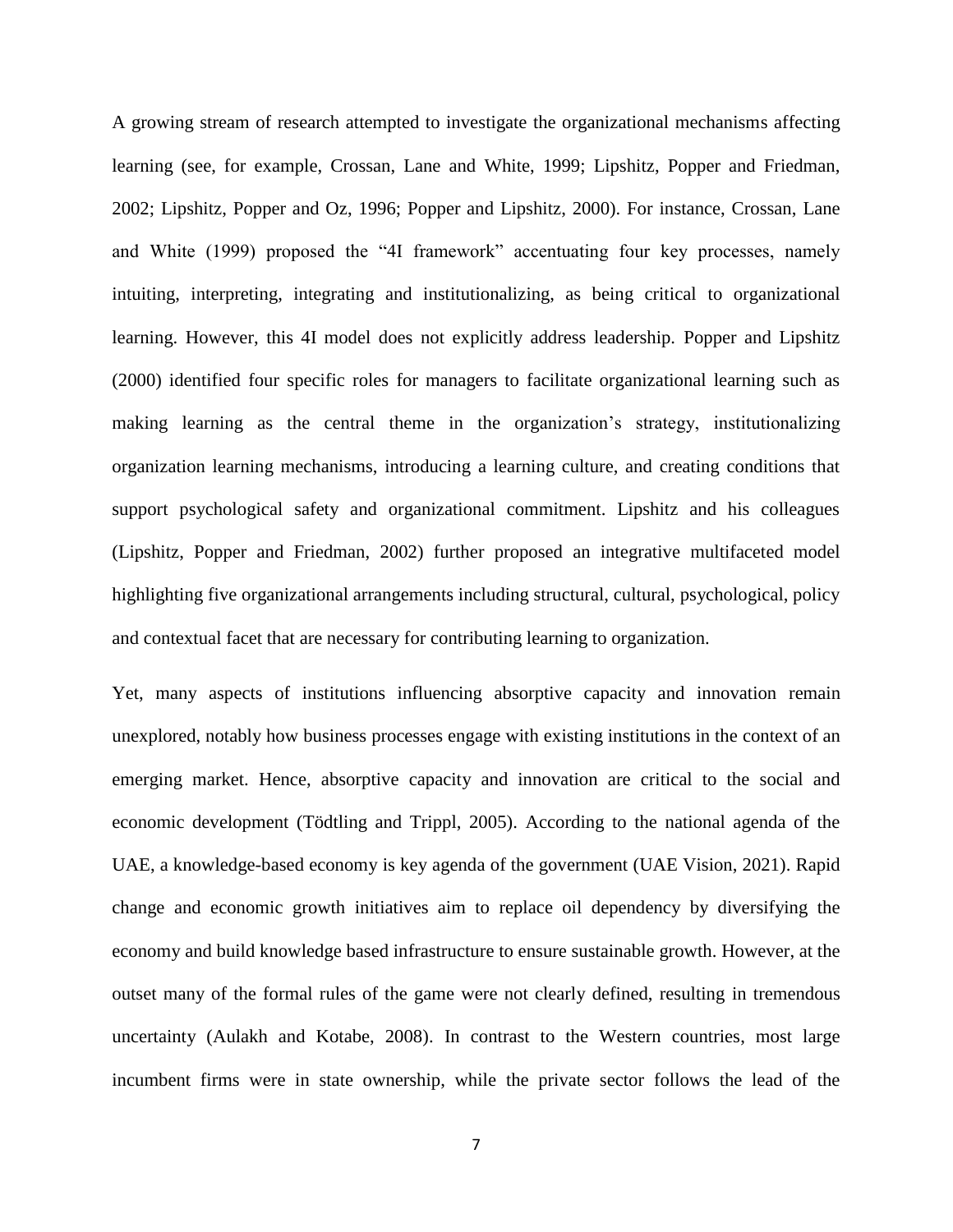A growing stream of research attempted to investigate the organizational mechanisms affecting learning (see, for example, Crossan, Lane and White, 1999; Lipshitz, Popper and Friedman, 2002; Lipshitz, Popper and Oz, 1996; Popper and Lipshitz, 2000). For instance, Crossan, Lane and White (1999) proposed the "4I framework" accentuating four key processes, namely intuiting, interpreting, integrating and institutionalizing, as being critical to organizational learning. However, this 4I model does not explicitly address leadership. Popper and Lipshitz (2000) identified four specific roles for managers to facilitate organizational learning such as making learning as the central theme in the organization's strategy, institutionalizing organization learning mechanisms, introducing a learning culture, and creating conditions that support psychological safety and organizational commitment. Lipshitz and his colleagues (Lipshitz, Popper and Friedman, 2002) further proposed an integrative multifaceted model highlighting five organizational arrangements including structural, cultural, psychological, policy and contextual facet that are necessary for contributing learning to organization.

Yet, many aspects of institutions influencing absorptive capacity and innovation remain unexplored, notably how business processes engage with existing institutions in the context of an emerging market. Hence, absorptive capacity and innovation are critical to the social and economic development (Tödtling and Trippl, 2005). According to the national agenda of the UAE, a knowledge-based economy is key agenda of the government (UAE Vision, 2021). Rapid change and economic growth initiatives aim to replace oil dependency by diversifying the economy and build knowledge based infrastructure to ensure sustainable growth. However, at the outset many of the formal rules of the game were not clearly defined, resulting in tremendous uncertainty (Aulakh and Kotabe, 2008). In contrast to the Western countries, most large incumbent firms were in state ownership, while the private sector follows the lead of the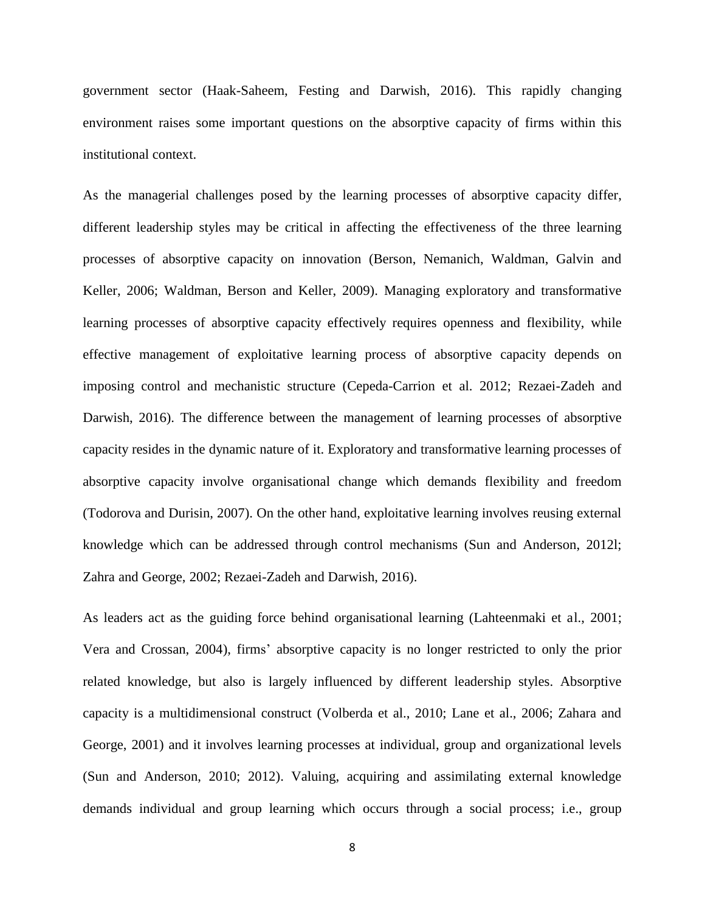government sector (Haak-Saheem, Festing and Darwish, 2016). This rapidly changing environment raises some important questions on the absorptive capacity of firms within this institutional context.

As the managerial challenges posed by the learning processes of absorptive capacity differ, different leadership styles may be critical in affecting the effectiveness of the three learning processes of absorptive capacity on innovation (Berson, Nemanich, Waldman, Galvin and Keller, 2006; Waldman, Berson and Keller, 2009). Managing exploratory and transformative learning processes of absorptive capacity effectively requires openness and flexibility, while effective management of exploitative learning process of absorptive capacity depends on imposing control and mechanistic structure (Cepeda-Carrion et al. 2012; Rezaei-Zadeh and Darwish, 2016). The difference between the management of learning processes of absorptive capacity resides in the dynamic nature of it. Exploratory and transformative learning processes of absorptive capacity involve organisational change which demands flexibility and freedom (Todorova and Durisin, 2007). On the other hand, exploitative learning involves reusing external knowledge which can be addressed through control mechanisms (Sun and Anderson, 2012l; Zahra and George, 2002; Rezaei-Zadeh and Darwish, 2016).

As leaders act as the guiding force behind organisational learning (Lahteenmaki et al., 2001; Vera and Crossan, 2004), firms' absorptive capacity is no longer restricted to only the prior related knowledge, but also is largely influenced by different leadership styles. Absorptive capacity is a multidimensional construct (Volberda et al., 2010; Lane et al., 2006; Zahara and George, 2001) and it involves learning processes at individual, group and organizational levels (Sun and Anderson, 2010; 2012). Valuing, acquiring and assimilating external knowledge demands individual and group learning which occurs through a social process; i.e., group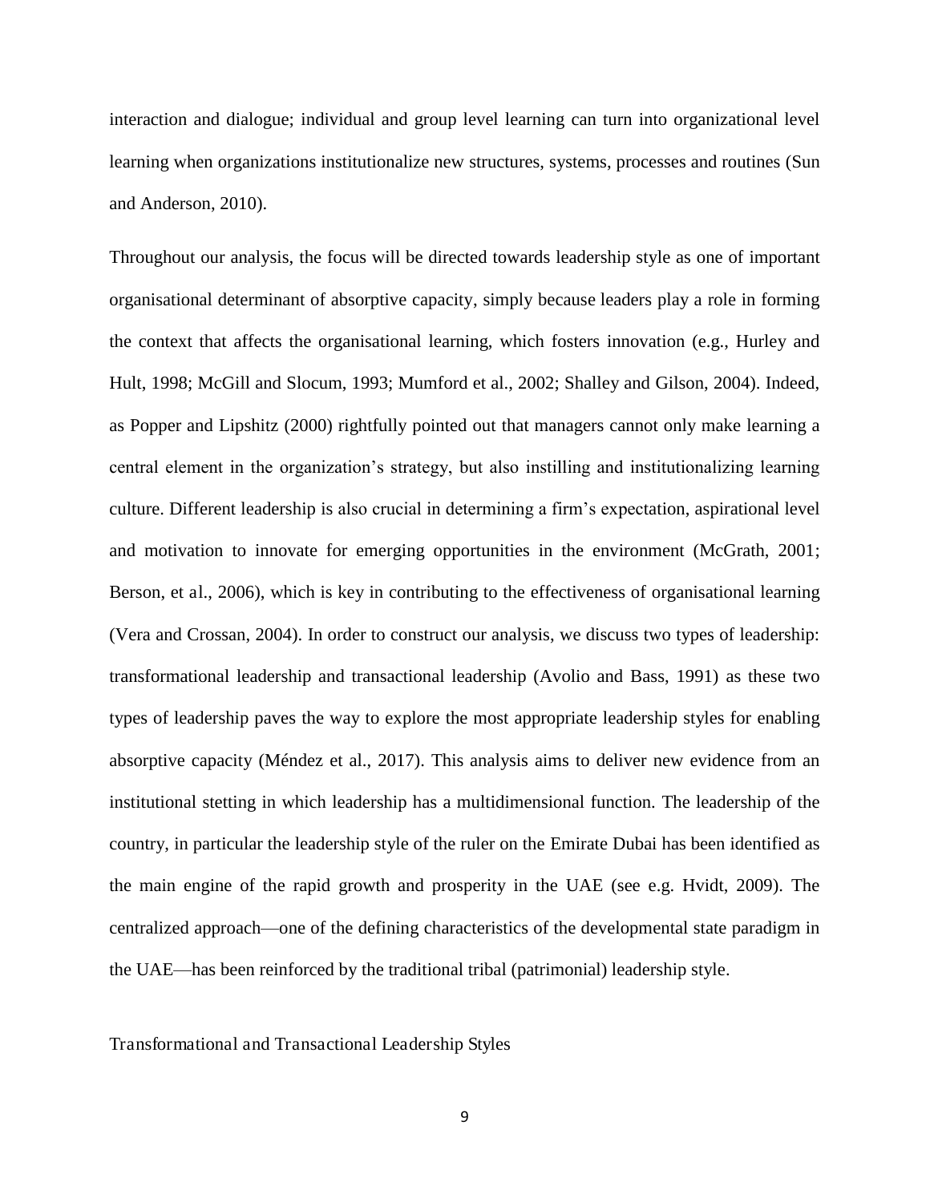interaction and dialogue; individual and group level learning can turn into organizational level learning when organizations institutionalize new structures, systems, processes and routines (Sun and Anderson, 2010).

Throughout our analysis, the focus will be directed towards leadership style as one of important organisational determinant of absorptive capacity, simply because leaders play a role in forming the context that affects the organisational learning, which fosters innovation (e.g., Hurley and Hult, 1998; McGill and Slocum, 1993; Mumford et al., 2002; Shalley and Gilson, 2004). Indeed, as Popper and Lipshitz (2000) rightfully pointed out that managers cannot only make learning a central element in the organization's strategy, but also instilling and institutionalizing learning culture. Different leadership is also crucial in determining a firm's expectation, aspirational level and motivation to innovate for emerging opportunities in the environment (McGrath, 2001; Berson, et al., 2006), which is key in contributing to the effectiveness of organisational learning (Vera and Crossan, 2004). In order to construct our analysis, we discuss two types of leadership: transformational leadership and transactional leadership (Avolio and Bass, 1991) as these two types of leadership paves the way to explore the most appropriate leadership styles for enabling absorptive capacity (Méndez et al., 2017). This analysis aims to deliver new evidence from an institutional stetting in which leadership has a multidimensional function. The leadership of the country, in particular the leadership style of the ruler on the Emirate Dubai has been identified as the main engine of the rapid growth and prosperity in the UAE (see e.g. Hvidt, 2009). The centralized approach—one of the defining characteristics of the developmental state paradigm in the UAE—has been reinforced by the traditional tribal (patrimonial) leadership style.

## Transformational and Transactional Leadership Styles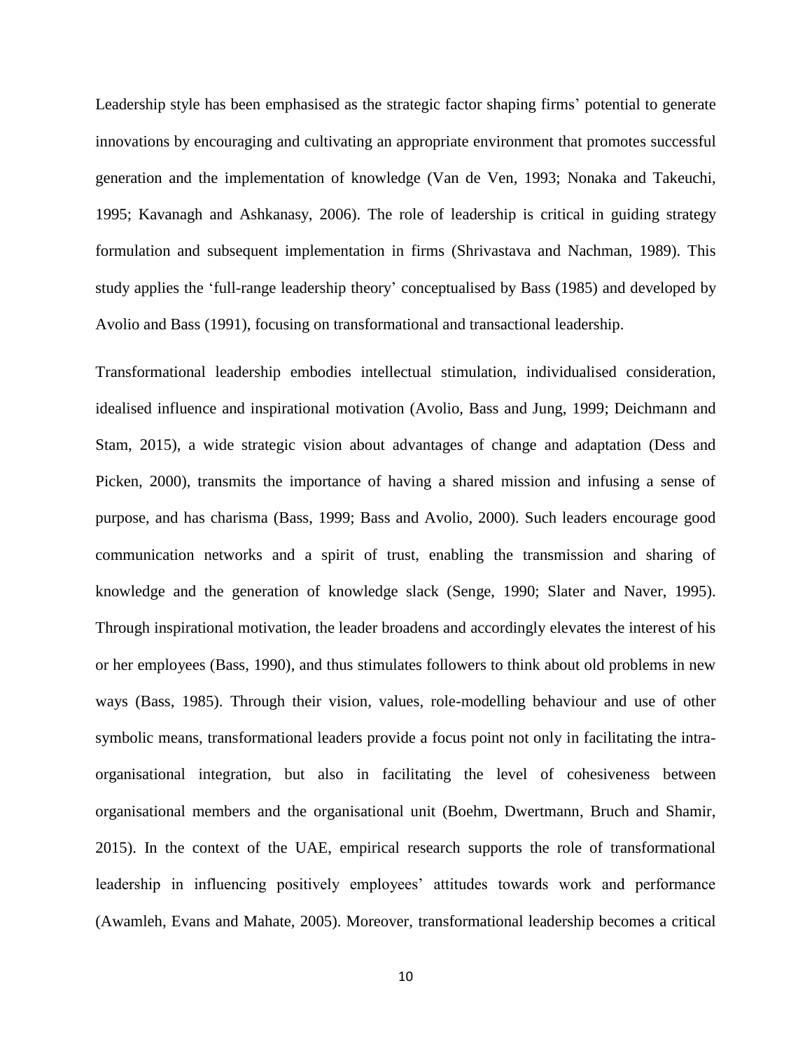Leadership style has been emphasised as the strategic factor shaping firms' potential to generate innovations by encouraging and cultivating an appropriate environment that promotes successful generation and the implementation of knowledge (Van de Ven, 1993; Nonaka and Takeuchi, 1995; Kavanagh and Ashkanasy, 2006). The role of leadership is critical in guiding strategy formulation and subsequent implementation in firms (Shrivastava and Nachman, 1989). This study applies the 'full-range leadership theory' conceptualised by Bass (1985) and developed by Avolio and Bass (1991), focusing on transformational and transactional leadership.

Transformational leadership embodies intellectual stimulation, individualised consideration, idealised influence and inspirational motivation (Avolio, Bass and Jung, 1999; Deichmann and Stam, 2015), a wide strategic vision about advantages of change and adaptation (Dess and Picken, 2000), transmits the importance of having a shared mission and infusing a sense of purpose, and has charisma (Bass, 1999; Bass and Avolio, 2000). Such leaders encourage good communication networks and a spirit of trust, enabling the transmission and sharing of knowledge and the generation of knowledge slack (Senge, 1990; Slater and Naver, 1995). Through inspirational motivation, the leader broadens and accordingly elevates the interest of his or her employees (Bass, 1990), and thus stimulates followers to think about old problems in new ways (Bass, 1985). Through their vision, values, role-modelling behaviour and use of other symbolic means, transformational leaders provide a focus point not only in facilitating the intra-organisational integration, but also in facilitating the level of cohesiveness between organisational members and the organisational unit (Boehm, Dwertmann, Bruch and Shamir, 2015). In the context of the UAE, empirical research supports the role of transformational leadership in influencing positively employees' attitudes towards work and performance (Awamleh, Evans and Mahate, 2005). Moreover, transformational leadership becomes a critical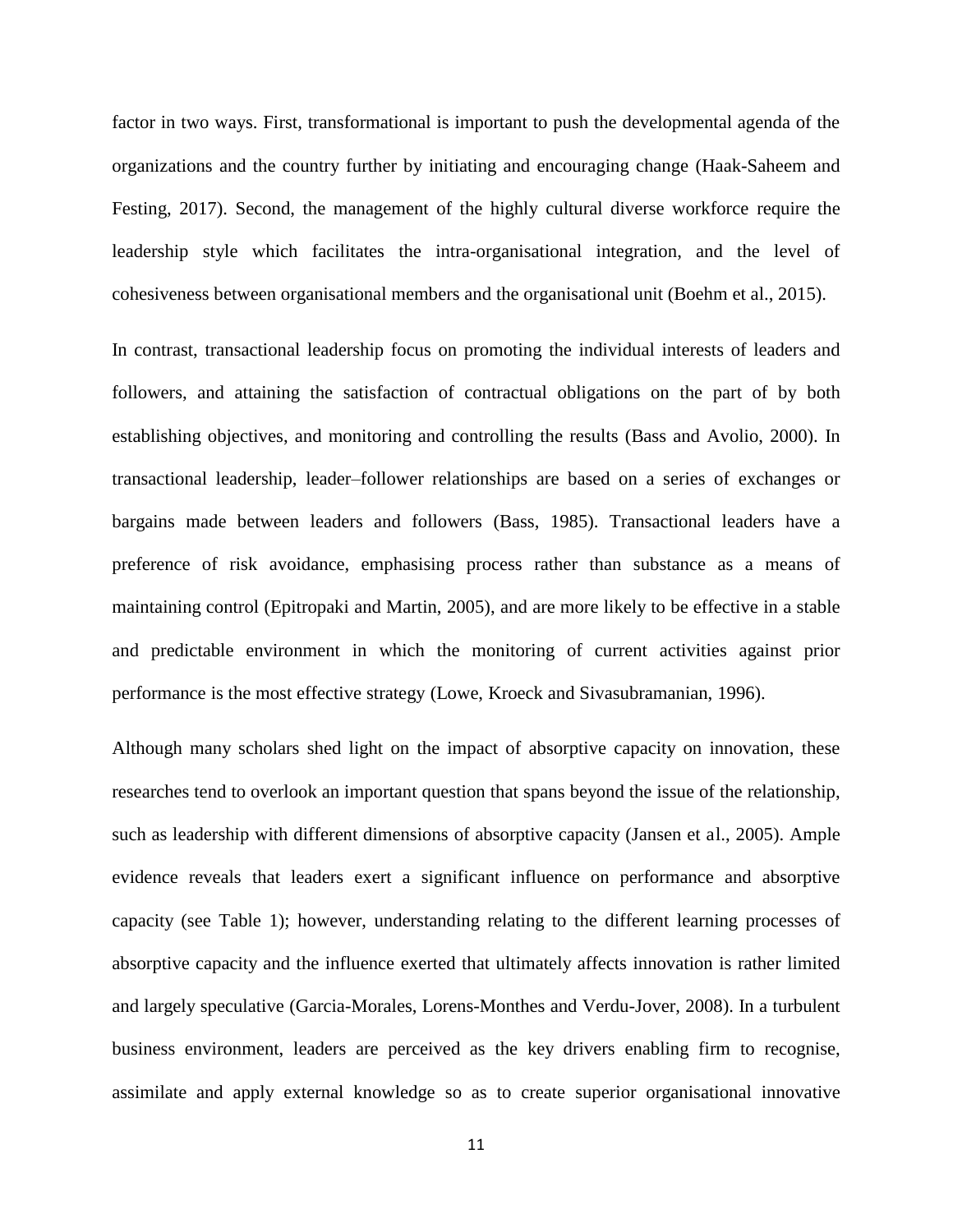factor in two ways. First, transformational is important to push the developmental agenda of the organizations and the country further by initiating and encouraging change (Haak-Saheem and Festing, 2017). Second, the management of the highly cultural diverse workforce require the leadership style which facilitates the intra-organisational integration, and the level of cohesiveness between organisational members and the organisational unit (Boehm et al., 2015).

In contrast, transactional leadership focus on promoting the individual interests of leaders and followers, and attaining the satisfaction of contractual obligations on the part of by both establishing objectives, and monitoring and controlling the results (Bass and Avolio, 2000). In transactional leadership, leader–follower relationships are based on a series of exchanges or bargains made between leaders and followers (Bass, 1985). Transactional leaders have a preference of risk avoidance, emphasising process rather than substance as a means of maintaining control (Epitropaki and Martin, 2005), and are more likely to be effective in a stable and predictable environment in which the monitoring of current activities against prior performance is the most effective strategy (Lowe, Kroeck and Sivasubramanian, 1996).

Although many scholars shed light on the impact of absorptive capacity on innovation, these researches tend to overlook an important question that spans beyond the issue of the relationship, such as leadership with different dimensions of absorptive capacity (Jansen et al., 2005). Ample evidence reveals that leaders exert a significant influence on performance and absorptive capacity (see Table 1); however, understanding relating to the different learning processes of absorptive capacity and the influence exerted that ultimately affects innovation is rather limited and largely speculative (Garcia-Morales, Lorens-Monthes and Verdu-Jover, 2008). In a turbulent business environment, leaders are perceived as the key drivers enabling firm to recognise, assimilate and apply external knowledge so as to create superior organisational innovative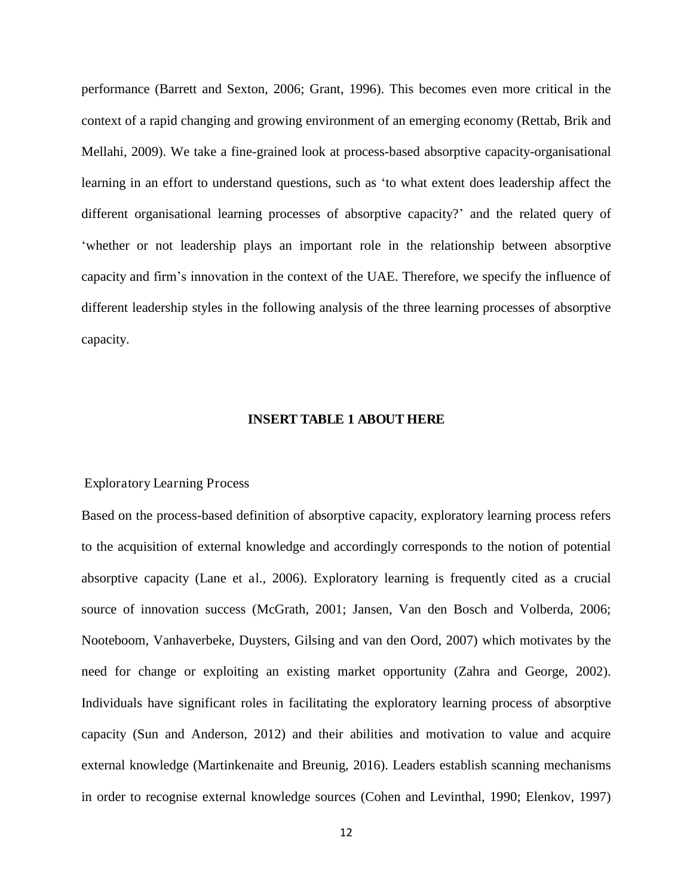performance (Barrett and Sexton, 2006; Grant, 1996). This becomes even more critical in the context of a rapid changing and growing environment of an emerging economy (Rettab, Brik and Mellahi, 2009). We take a fine-grained look at process-based absorptive capacity-organisational learning in an effort to understand questions, such as 'to what extent does leadership affect the different organisational learning processes of absorptive capacity?' and the related query of 'whether or not leadership plays an important role in the relationship between absorptive capacity and firm's innovation in the context of the UAE. Therefore, we specify the influence of different leadership styles in the following analysis of the three learning processes of absorptive capacity.

**INSERT TABLE 1 ABOUT HERE**

## Exploratory Learning Process

Based on the process-based definition of absorptive capacity, exploratory learning process refers to the acquisition of external knowledge and accordingly corresponds to the notion of potential absorptive capacity (Lane et al., 2006). Exploratory learning is frequently cited as a crucial source of innovation success (McGrath, 2001; Jansen, Van den Bosch and Volberda, 2006; Nooteboom, Vanhaverbeke, Duysters, Gilsing and van den Oord, 2007) which motivates by the need for change or exploiting an existing market opportunity (Zahra and George, 2002). Individuals have significant roles in facilitating the exploratory learning process of absorptive capacity (Sun and Anderson, 2012) and their abilities and motivation to value and acquire external knowledge (Martinkenaite and Breunig, 2016). Leaders establish scanning mechanisms in order to recognise external knowledge sources (Cohen and Levinthal, 1990; Elenkov, 1997)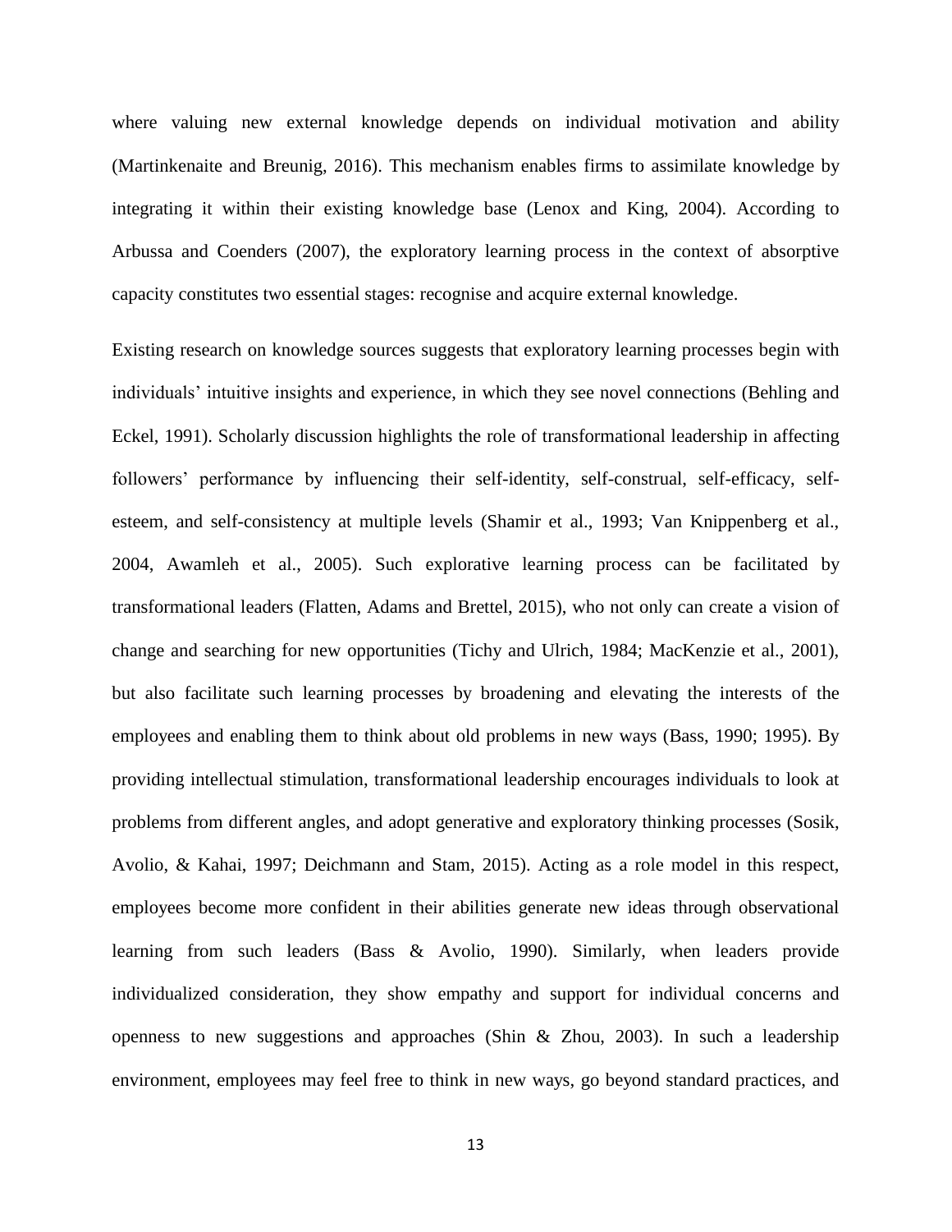where valuing new external knowledge depends on individual motivation and ability (Martinkenaite and Breunig, 2016). This mechanism enables firms to assimilate knowledge by integrating it within their existing knowledge base (Lenox and King, 2004). According to Arbussa and Coenders (2007), the exploratory learning process in the context of absorptive capacity constitutes two essential stages: recognise and acquire external knowledge.

Existing research on knowledge sources suggests that exploratory learning processes begin with individuals' intuitive insights and experience, in which they see novel connections (Behling and Eckel, 1991). Scholarly discussion highlights the role of transformational leadership in affecting followers' performance by influencing their self-identity, self-construal, self-efficacy, self-esteem, and self-consistency at multiple levels (Shamir et al., 1993; Van Knippenberg et al., 2004, Awamleh et al., 2005). Such explorative learning process can be facilitated by transformational leaders (Flatten, Adams and Brettel, 2015), who not only can create a vision of change and searching for new opportunities (Tichy and Ulrich, 1984; MacKenzie et al., 2001), but also facilitate such learning processes by broadening and elevating the interests of the employees and enabling them to think about old problems in new ways (Bass, 1990; 1995). By providing intellectual stimulation, transformational leadership encourages individuals to look at problems from different angles, and adopt generative and exploratory thinking processes (Sosik, Avolio, & Kahai, 1997; Deichmann and Stam, 2015). Acting as a role model in this respect, employees become more confident in their abilities generate new ideas through observational learning from such leaders (Bass & Avolio, 1990). Similarly, when leaders provide individualized consideration, they show empathy and support for individual concerns and openness to new suggestions and approaches (Shin & Zhou, 2003). In such a leadership environment, employees may feel free to think in new ways, go beyond standard practices, and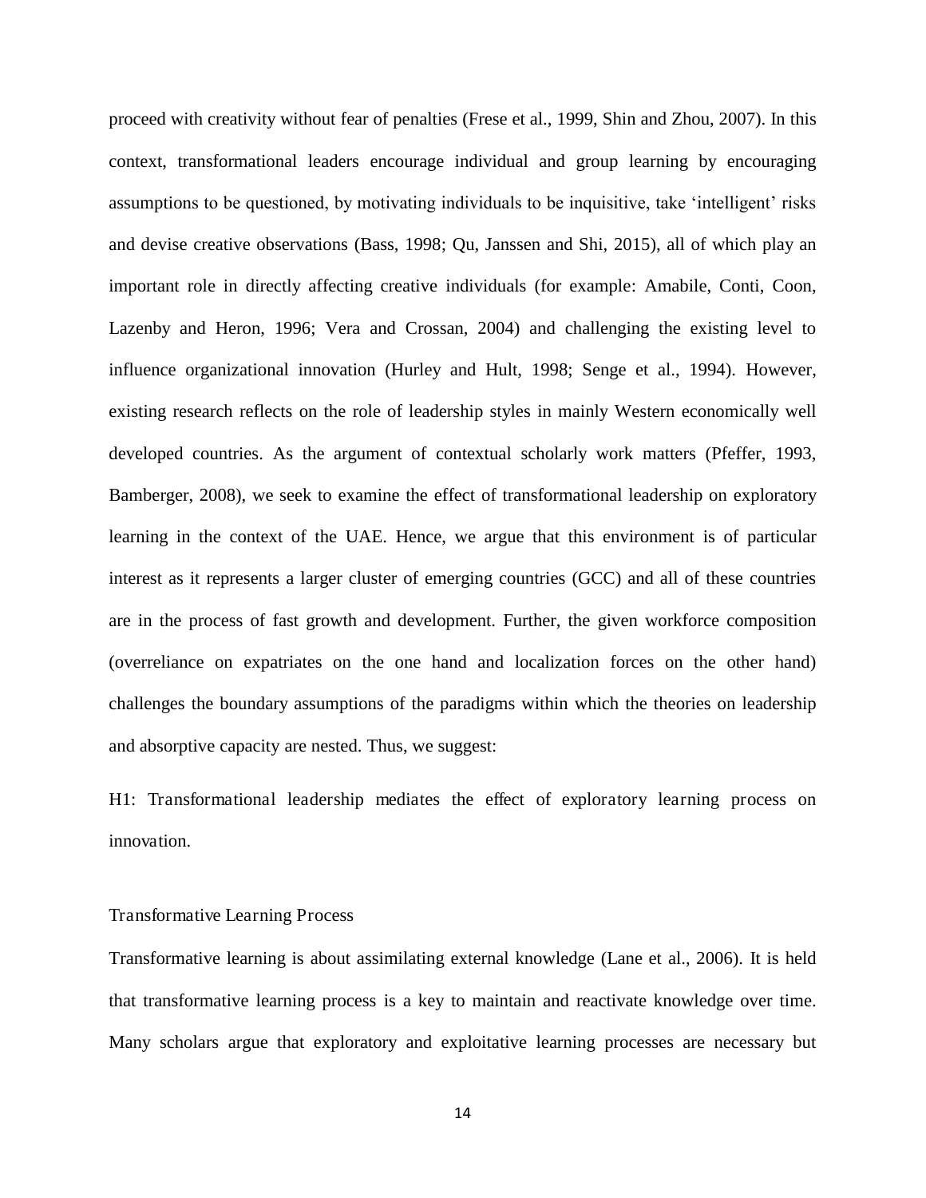proceed with creativity without fear of penalties (Frese et al., 1999, Shin and Zhou, 2007). In this context, transformational leaders encourage individual and group learning by encouraging assumptions to be questioned, by motivating individuals to be inquisitive, take 'intelligent' risks and devise creative observations (Bass, 1998; Qu, Janssen and Shi, 2015), all of which play an important role in directly affecting creative individuals (for example: Amabile, Conti, Coon, Lazenby and Heron, 1996; Vera and Crossan, 2004) and challenging the existing level to influence organizational innovation (Hurley and Hult, 1998; Senge et al., 1994). However, existing research reflects on the role of leadership styles in mainly Western economically well developed countries. As the argument of contextual scholarly work matters (Pfeffer, 1993, Bamberger, 2008), we seek to examine the effect of transformational leadership on exploratory learning in the context of the UAE. Hence, we argue that this environment is of particular interest as it represents a larger cluster of emerging countries (GCC) and all of these countries are in the process of fast growth and development. Further, the given workforce composition (overreliance on expatriates on the one hand and localization forces on the other hand) challenges the boundary assumptions of the paradigms within which the theories on leadership and absorptive capacity are nested. Thus, we suggest:

H1: Transformational leadership mediates the effect of exploratory learning process on innovation.

## Transformative Learning Process

Transformative learning is about assimilating external knowledge (Lane et al., 2006). It is held that transformative learning process is a key to maintain and reactivate knowledge over time. Many scholars argue that exploratory and exploitative learning processes are necessary but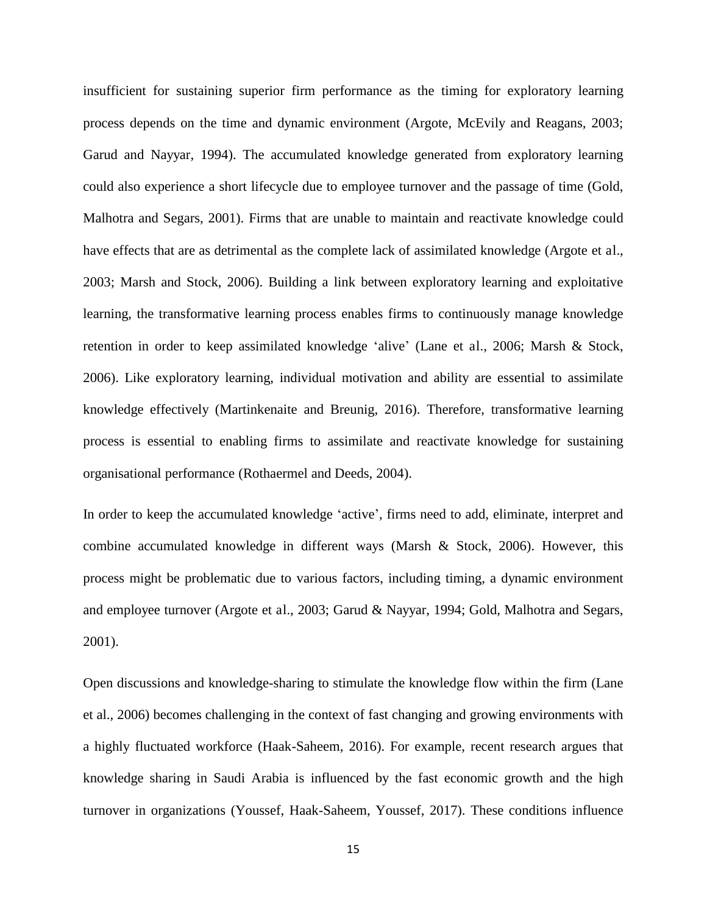insufficient for sustaining superior firm performance as the timing for exploratory learning process depends on the time and dynamic environment (Argote, McEvily and Reagans, 2003; Garud and Nayyar, 1994). The accumulated knowledge generated from exploratory learning could also experience a short lifecycle due to employee turnover and the passage of time (Gold, Malhotra and Segars, 2001). Firms that are unable to maintain and reactivate knowledge could have effects that are as detrimental as the complete lack of assimilated knowledge (Argote et al., 2003; Marsh and Stock, 2006). Building a link between exploratory learning and exploitative learning, the transformative learning process enables firms to continuously manage knowledge retention in order to keep assimilated knowledge 'alive' (Lane et al., 2006; Marsh & Stock, 2006). Like exploratory learning, individual motivation and ability are essential to assimilate knowledge effectively (Martinkenaite and Breunig, 2016). Therefore, transformative learning process is essential to enabling firms to assimilate and reactivate knowledge for sustaining organisational performance (Rothaermel and Deeds, 2004).

In order to keep the accumulated knowledge 'active', firms need to add, eliminate, interpret and combine accumulated knowledge in different ways (Marsh & Stock, 2006). However, this process might be problematic due to various factors, including timing, a dynamic environment and employee turnover (Argote et al., 2003; Garud & Nayyar, 1994; Gold, Malhotra and Segars, 2001).

Open discussions and knowledge-sharing to stimulate the knowledge flow within the firm (Lane et al., 2006) becomes challenging in the context of fast changing and growing environments with a highly fluctuated workforce (Haak-Saheem, 2016). For example, recent research argues that knowledge sharing in Saudi Arabia is influenced by the fast economic growth and the high turnover in organizations (Youssef, Haak-Saheem, Youssef, 2017). These conditions influence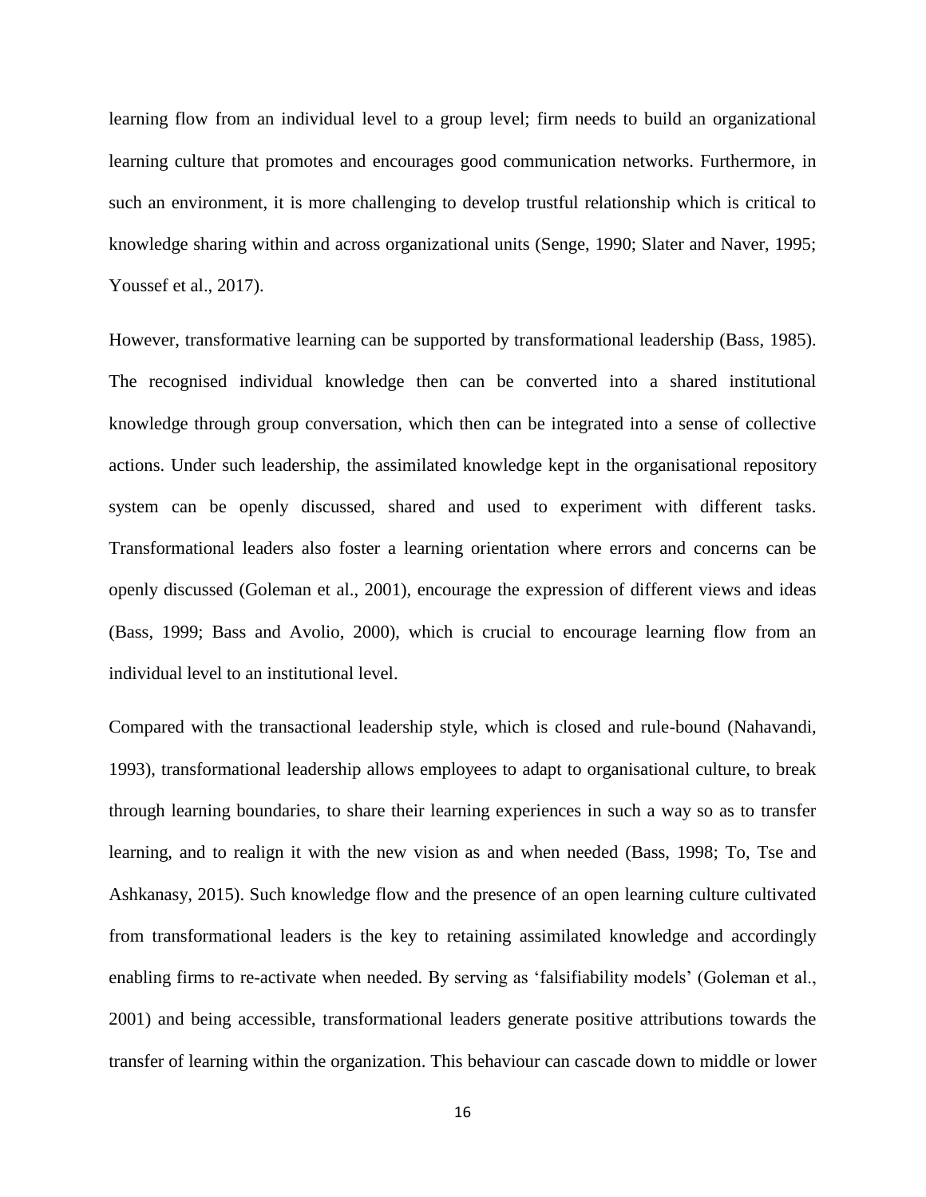learning flow from an individual level to a group level; firm needs to build an organizational learning culture that promotes and encourages good communication networks. Furthermore, in such an environment, it is more challenging to develop trustful relationship which is critical to knowledge sharing within and across organizational units (Senge, 1990; Slater and Naver, 1995; Youssef et al., 2017).

However, transformative learning can be supported by transformational leadership (Bass, 1985). The recognised individual knowledge then can be converted into a shared institutional knowledge through group conversation, which then can be integrated into a sense of collective actions. Under such leadership, the assimilated knowledge kept in the organisational repository system can be openly discussed, shared and used to experiment with different tasks. Transformational leaders also foster a learning orientation where errors and concerns can be openly discussed (Goleman et al., 2001), encourage the expression of different views and ideas (Bass, 1999; Bass and Avolio, 2000), which is crucial to encourage learning flow from an individual level to an institutional level.

Compared with the transactional leadership style, which is closed and rule-bound (Nahavandi, 1993), transformational leadership allows employees to adapt to organisational culture, to break through learning boundaries, to share their learning experiences in such a way so as to transfer learning, and to realign it with the new vision as and when needed (Bass, 1998; To, Tse and Ashkanasy, 2015). Such knowledge flow and the presence of an open learning culture cultivated from transformational leaders is the key to retaining assimilated knowledge and accordingly enabling firms to re-activate when needed. By serving as 'falsifiability models' (Goleman et al., 2001) and being accessible, transformational leaders generate positive attributions towards the transfer of learning within the organization. This behaviour can cascade down to middle or lower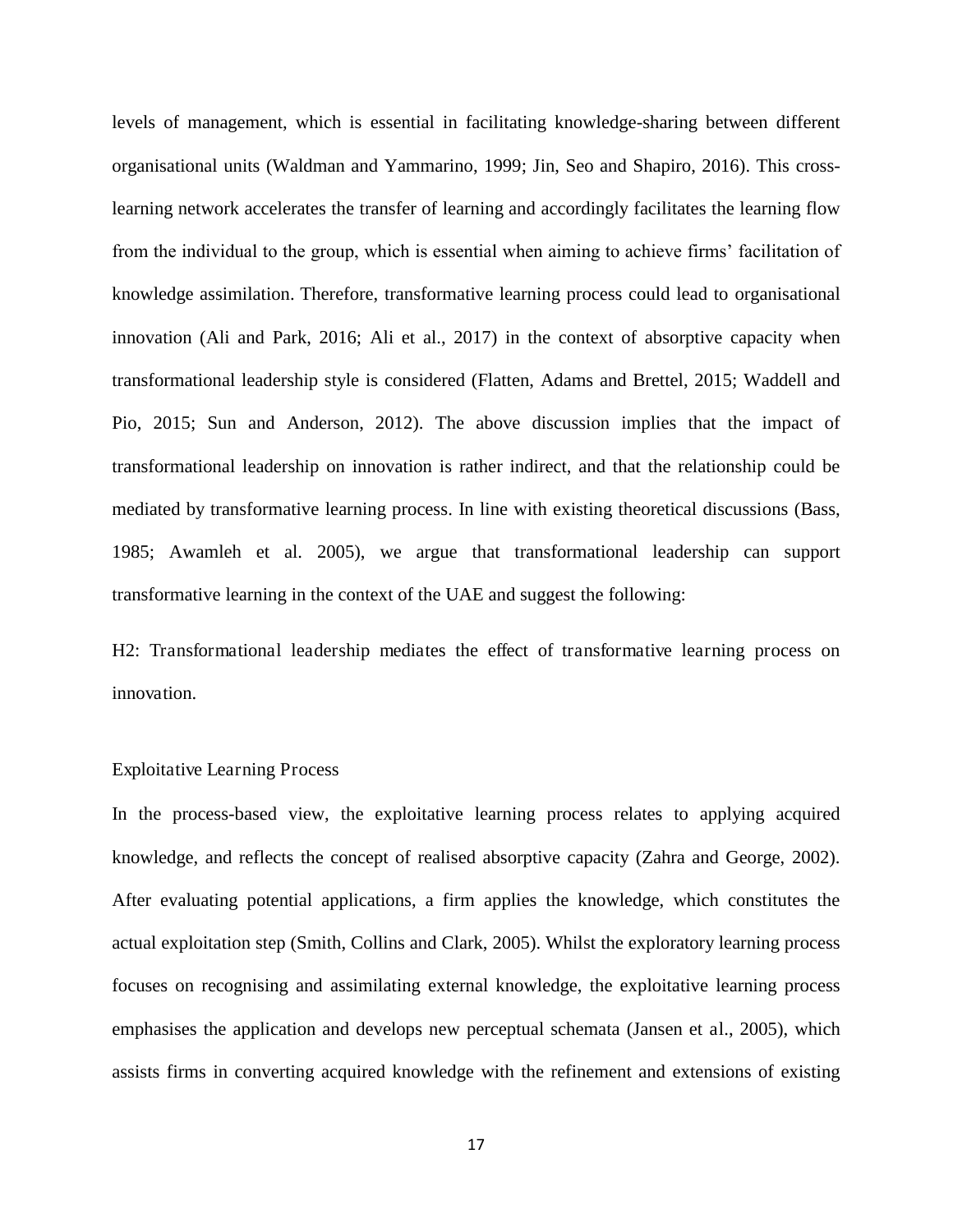levels of management, which is essential in facilitating knowledge-sharing between different organisational units (Waldman and Yammarino, 1999; Jin, Seo and Shapiro, 2016). This cross-learning network accelerates the transfer of learning and accordingly facilitates the learning flow from the individual to the group, which is essential when aiming to achieve firms' facilitation of knowledge assimilation. Therefore, transformative learning process could lead to organisational innovation (Ali and Park, 2016; Ali et al., 2017) in the context of absorptive capacity when transformational leadership style is considered (Flatten, Adams and Brettel, 2015; Waddell and Pio, 2015; Sun and Anderson, 2012). The above discussion implies that the impact of transformational leadership on innovation is rather indirect, and that the relationship could be mediated by transformative learning process. In line with existing theoretical discussions (Bass, 1985; Awamleh et al. 2005), we argue that transformational leadership can support transformative learning in the context of the UAE and suggest the following:

H2: Transformational leadership mediates the effect of transformative learning process on innovation.

### Exploitative Learning Process

In the process-based view, the exploitative learning process relates to applying acquired knowledge, and reflects the concept of realised absorptive capacity (Zahra and George, 2002). After evaluating potential applications, a firm applies the knowledge, which constitutes the actual exploitation step (Smith, Collins and Clark, 2005). Whilst the exploratory learning process focuses on recognising and assimilating external knowledge, the exploitative learning process emphasises the application and develops new perceptual schemata (Jansen et al., 2005), which assists firms in converting acquired knowledge with the refinement and extensions of existing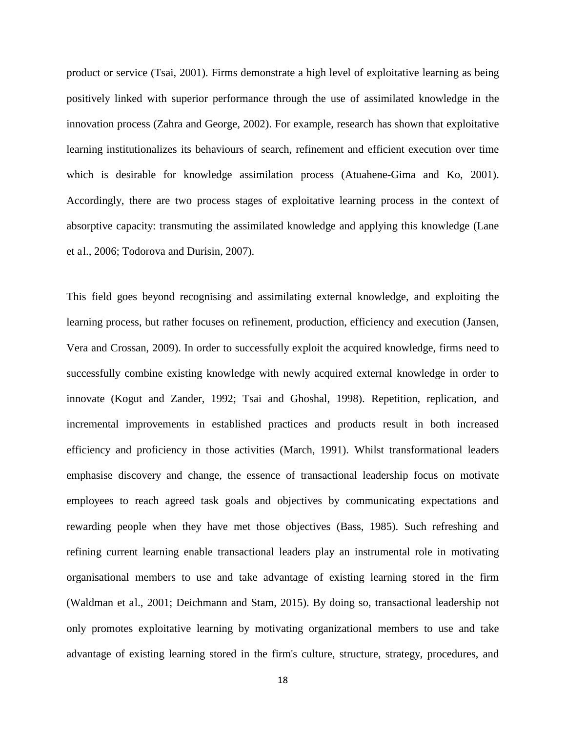product or service (Tsai, 2001). Firms demonstrate a high level of exploitative learning as being positively linked with superior performance through the use of assimilated knowledge in the innovation process (Zahra and George, 2002). For example, research has shown that exploitative learning institutionalizes its behaviours of search, refinement and efficient execution over time which is desirable for knowledge assimilation process (Atuahene-Gima and Ko, 2001). Accordingly, there are two process stages of exploitative learning process in the context of absorptive capacity: transmuting the assimilated knowledge and applying this knowledge (Lane et al., 2006; Todorova and Durisin, 2007).

This field goes beyond recognising and assimilating external knowledge, and exploiting the learning process, but rather focuses on refinement, production, efficiency and execution (Jansen, Vera and Crossan, 2009). In order to successfully exploit the acquired knowledge, firms need to successfully combine existing knowledge with newly acquired external knowledge in order to innovate (Kogut and Zander, 1992; Tsai and Ghoshal, 1998). Repetition, replication, and incremental improvements in established practices and products result in both increased efficiency and proficiency in those activities (March, 1991). Whilst transformational leaders emphasise discovery and change, the essence of transactional leadership focus on motivate employees to reach agreed task goals and objectives by communicating expectations and rewarding people when they have met those objectives (Bass, 1985). Such refreshing and refining current learning enable transactional leaders play an instrumental role in motivating organisational members to use and take advantage of existing learning stored in the firm (Waldman et al., 2001; Deichmann and Stam, 2015). By doing so, transactional leadership not only promotes exploitative learning by motivating organizational members to use and take advantage of existing learning stored in the firm's culture, structure, strategy, procedures, and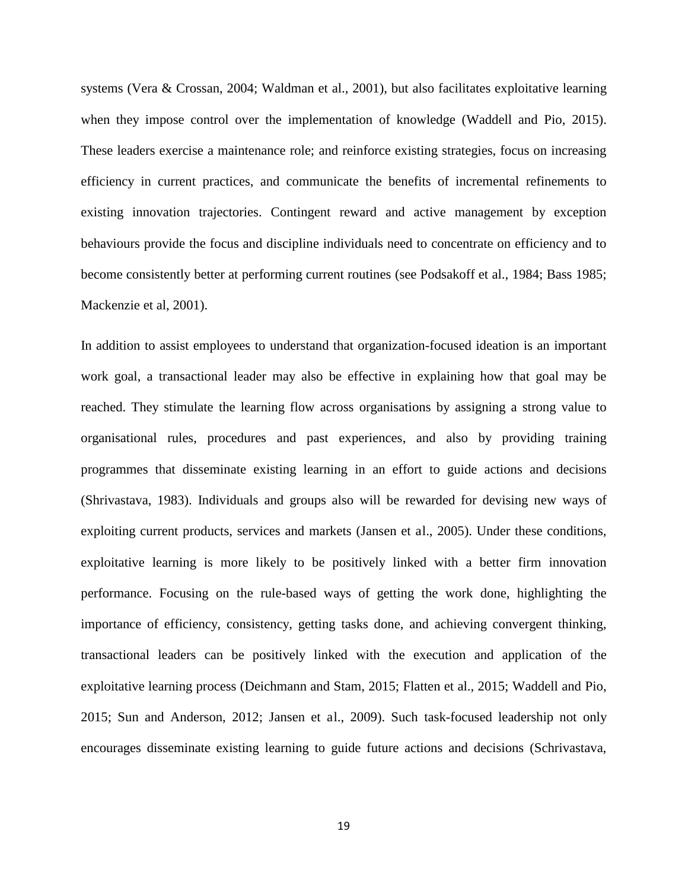systems (Vera & Crossan, 2004; Waldman et al., 2001), but also facilitates exploitative learning when they impose control over the implementation of knowledge (Waddell and Pio, 2015). These leaders exercise a maintenance role; and reinforce existing strategies, focus on increasing efficiency in current practices, and communicate the benefits of incremental refinements to existing innovation trajectories. Contingent reward and active management by exception behaviours provide the focus and discipline individuals need to concentrate on efficiency and to become consistently better at performing current routines (see Podsakoff et al., 1984; Bass 1985; Mackenzie et al, 2001).

In addition to assist employees to understand that organization-focused ideation is an important work goal, a transactional leader may also be effective in explaining how that goal may be reached. They stimulate the learning flow across organisations by assigning a strong value to organisational rules, procedures and past experiences, and also by providing training programmes that disseminate existing learning in an effort to guide actions and decisions (Shrivastava, 1983). Individuals and groups also will be rewarded for devising new ways of exploiting current products, services and markets (Jansen et al., 2005). Under these conditions, exploitative learning is more likely to be positively linked with a better firm innovation performance. Focusing on the rule-based ways of getting the work done, highlighting the importance of efficiency, consistency, getting tasks done, and achieving convergent thinking, transactional leaders can be positively linked with the execution and application of the exploitative learning process (Deichmann and Stam, 2015; Flatten et al., 2015; Waddell and Pio, 2015; Sun and Anderson, 2012; Jansen et al., 2009). Such task-focused leadership not only encourages disseminate existing learning to guide future actions and decisions (Schrivastava,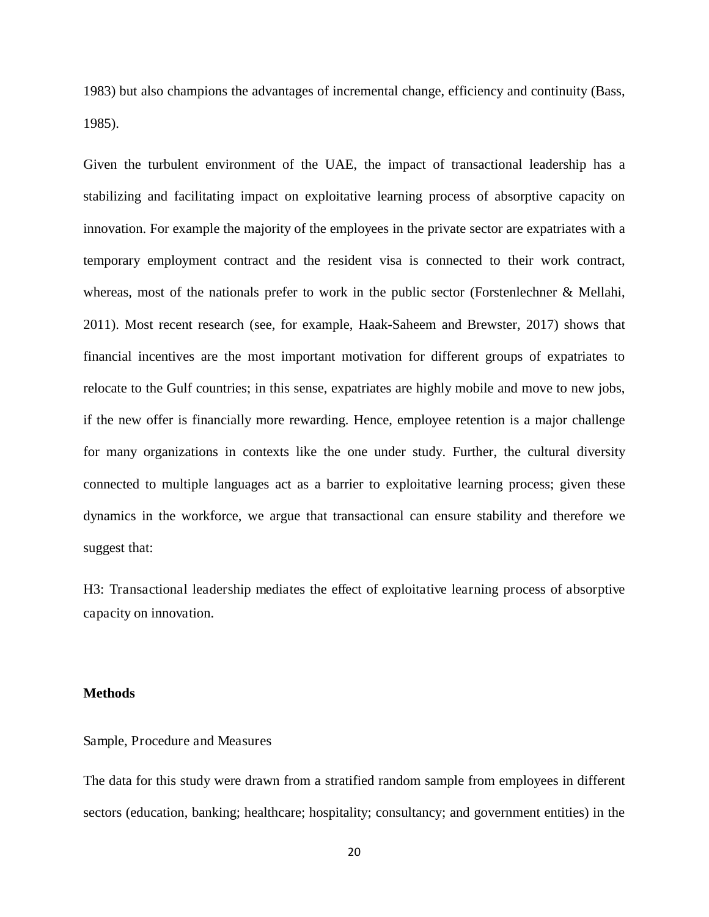1983) but also champions the advantages of incremental change, efficiency and continuity (Bass, 1985).

Given the turbulent environment of the UAE, the impact of transactional leadership has a stabilizing and facilitating impact on exploitative learning process of absorptive capacity on innovation. For example the majority of the employees in the private sector are expatriates with a temporary employment contract and the resident visa is connected to their work contract, whereas, most of the nationals prefer to work in the public sector (Forstenlechner & Mellahi, 2011). Most recent research (see, for example, Haak-Saheem and Brewster, 2017) shows that financial incentives are the most important motivation for different groups of expatriates to relocate to the Gulf countries; in this sense, expatriates are highly mobile and move to new jobs, if the new offer is financially more rewarding. Hence, employee retention is a major challenge for many organizations in contexts like the one under study. Further, the cultural diversity connected to multiple languages act as a barrier to exploitative learning process; given these dynamics in the workforce, we argue that transactional can ensure stability and therefore we suggest that:

H3: Transactional leadership mediates the effect of exploitative learning process of absorptive capacity on innovation.

## Methods

### Sample, Procedure and Measures

The data for this study were drawn from a stratified random sample from employees in different sectors (education, banking; healthcare; hospitality; consultancy; and government entities) in the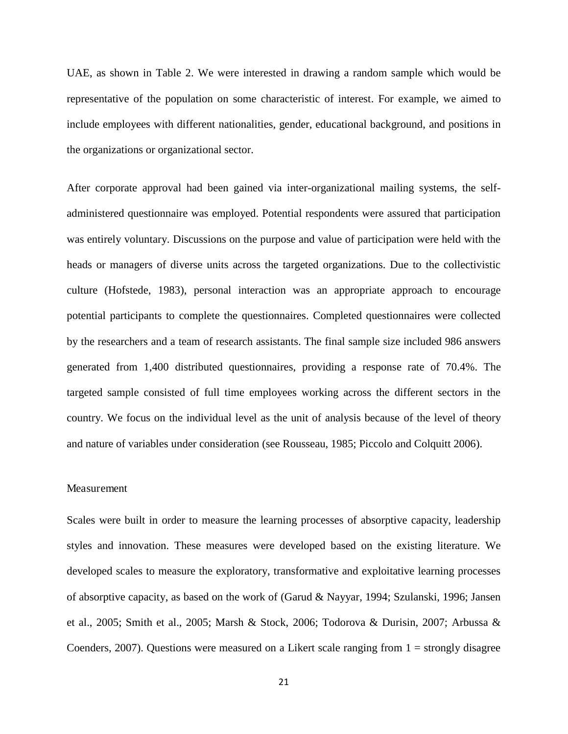UAE, as shown in Table 2. We were interested in drawing a random sample which would be representative of the population on some characteristic of interest. For example, we aimed to include employees with different nationalities, gender, educational background, and positions in the organizations or organizational sector.

After corporate approval had been gained via inter-organizational mailing systems, the self-administered questionnaire was employed. Potential respondents were assured that participation was entirely voluntary. Discussions on the purpose and value of participation were held with the heads or managers of diverse units across the targeted organizations. Due to the collectivistic culture (Hofstede, 1983), personal interaction was an appropriate approach to encourage potential participants to complete the questionnaires. Completed questionnaires were collected by the researchers and a team of research assistants. The final sample size included 986 answers generated from 1,400 distributed questionnaires, providing a response rate of 70.4%. The targeted sample consisted of full time employees working across the different sectors in the country. We focus on the individual level as the unit of analysis because of the level of theory and nature of variables under consideration (see Rousseau, 1985; Piccolo and Colquitt 2006).

## Measurement

Scales were built in order to measure the learning processes of absorptive capacity, leadership styles and innovation. These measures were developed based on the existing literature. We developed scales to measure the exploratory, transformative and exploitative learning processes of absorptive capacity, as based on the work of (Garud & Nayyar, 1994; Szulanski, 1996; Jansen et al., 2005; Smith et al., 2005; Marsh & Stock, 2006; Todorova & Durisin, 2007; Arbussa & Coenders, 2007). Questions were measured on a Likert scale ranging from 1 = strongly disagree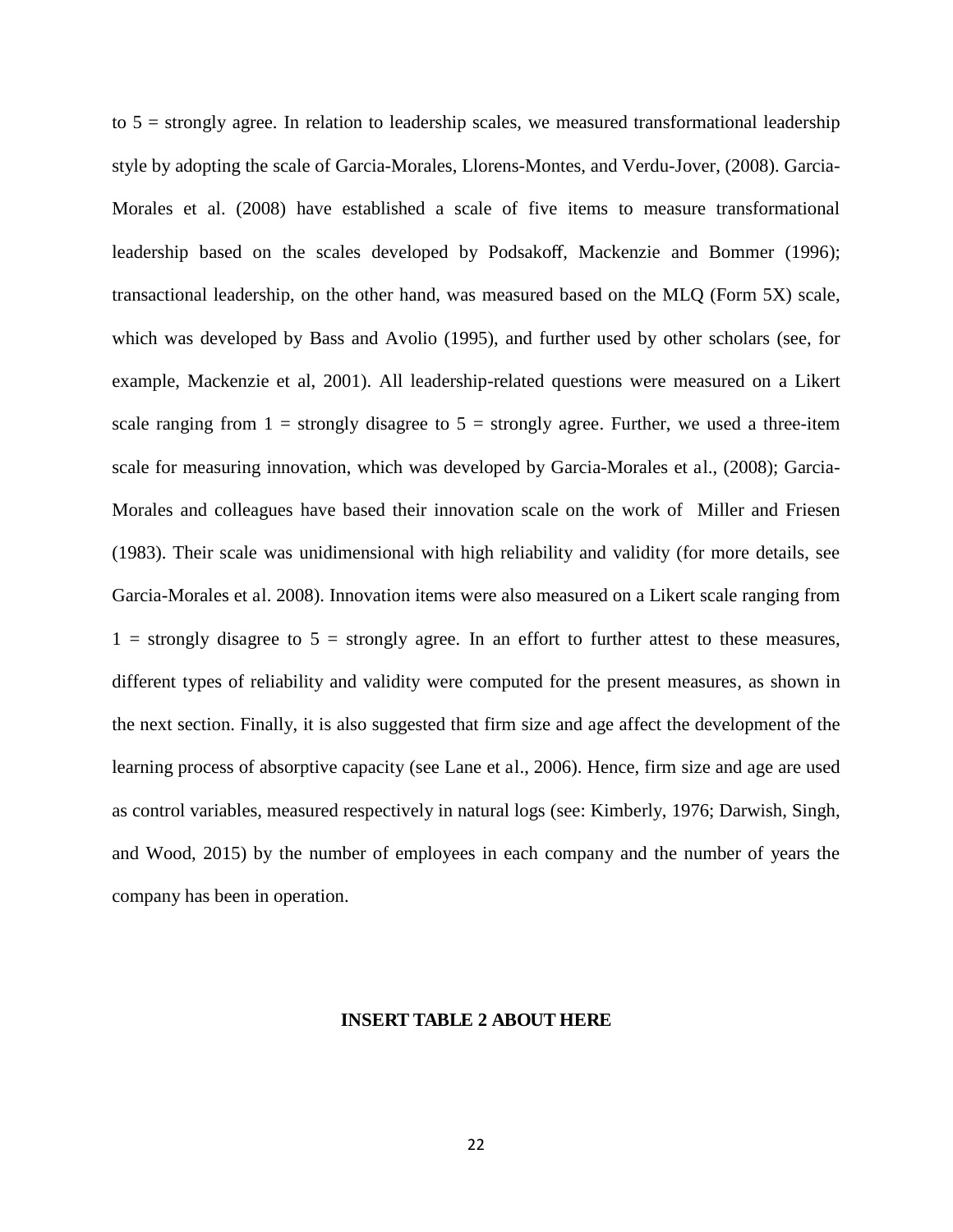to 5 = strongly agree. In relation to leadership scales, we measured transformational leadership style by adopting the scale of Garcia-Morales, Llorens-Montes, and Verdu-Jover, (2008). Garcia-Morales et al. (2008) have established a scale of five items to measure transformational leadership based on the scales developed by Podsakoff, Mackenzie and Bommer (1996); transactional leadership, on the other hand, was measured based on the MLQ (Form 5X) scale, which was developed by Bass and Avolio (1995), and further used by other scholars (see, for example, Mackenzie et al, 2001). All leadership-related questions were measured on a Likert scale ranging from 1 = strongly disagree to 5 = strongly agree. Further, we used a three-item scale for measuring innovation, which was developed by Garcia-Morales et al., (2008); Garcia-Morales and colleagues have based their innovation scale on the work of Miller and Friesen (1983). Their scale was unidimensional with high reliability and validity (for more details, see Garcia-Morales et al. 2008). Innovation items were also measured on a Likert scale ranging from 1 = strongly disagree to 5 = strongly agree. In an effort to further attest to these measures, different types of reliability and validity were computed for the present measures, as shown in the next section. Finally, it is also suggested that firm size and age affect the development of the learning process of absorptive capacity (see Lane et al., 2006). Hence, firm size and age are used as control variables, measured respectively in natural logs (see: Kimberly, 1976; Darwish, Singh, and Wood, 2015) by the number of employees in each company and the number of years the company has been in operation.

**INSERT TABLE 2 ABOUT HERE**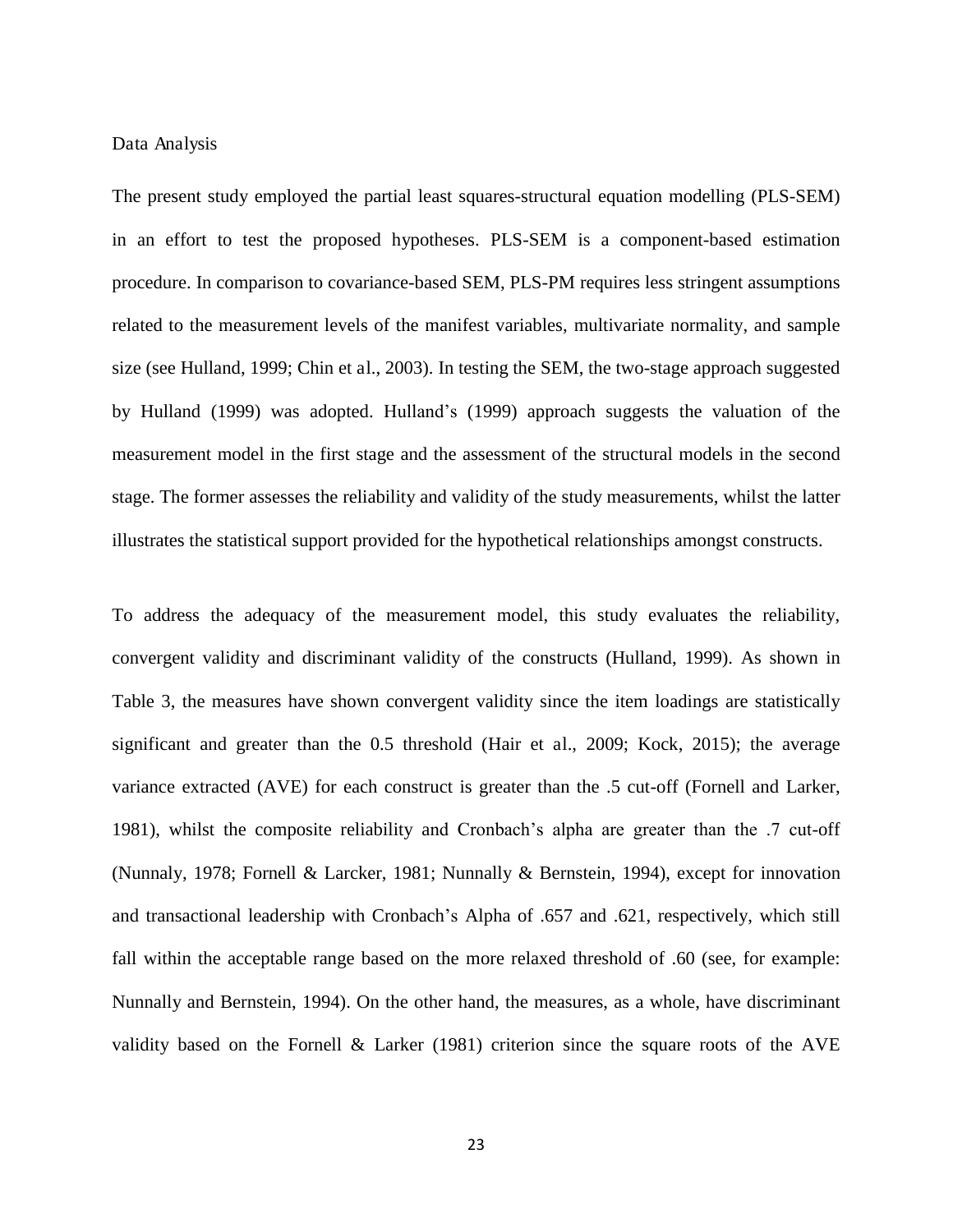## Data Analysis

The present study employed the partial least squares-structural equation modelling (PLS-SEM) in an effort to test the proposed hypotheses. PLS-SEM is a component-based estimation procedure. In comparison to covariance-based SEM, PLS-PM requires less stringent assumptions related to the measurement levels of the manifest variables, multivariate normality, and sample size (see Hulland, 1999; Chin et al., 2003). In testing the SEM, the two-stage approach suggested by Hulland (1999) was adopted. Hulland's (1999) approach suggests the valuation of the measurement model in the first stage and the assessment of the structural models in the second stage. The former assesses the reliability and validity of the study measurements, whilst the latter illustrates the statistical support provided for the hypothetical relationships amongst constructs.

To address the adequacy of the measurement model, this study evaluates the reliability, convergent validity and discriminant validity of the constructs (Hulland, 1999). As shown in Table 3, the measures have shown convergent validity since the item loadings are statistically significant and greater than the 0.5 threshold (Hair et al., 2009; Kock, 2015); the average variance extracted (AVE) for each construct is greater than the .5 cut-off (Fornell and Larker, 1981), whilst the composite reliability and Cronbach's alpha are greater than the .7 cut-off (Nunnaly, 1978; Fornell & Larcker, 1981; Nunnally & Bernstein, 1994), except for innovation and transactional leadership with Cronbach's Alpha of .657 and .621, respectively, which still fall within the acceptable range based on the more relaxed threshold of .60 (see, for example: Nunnally and Bernstein, 1994). On the other hand, the measures, as a whole, have discriminant validity based on the Fornell & Larker (1981) criterion since the square roots of the AVE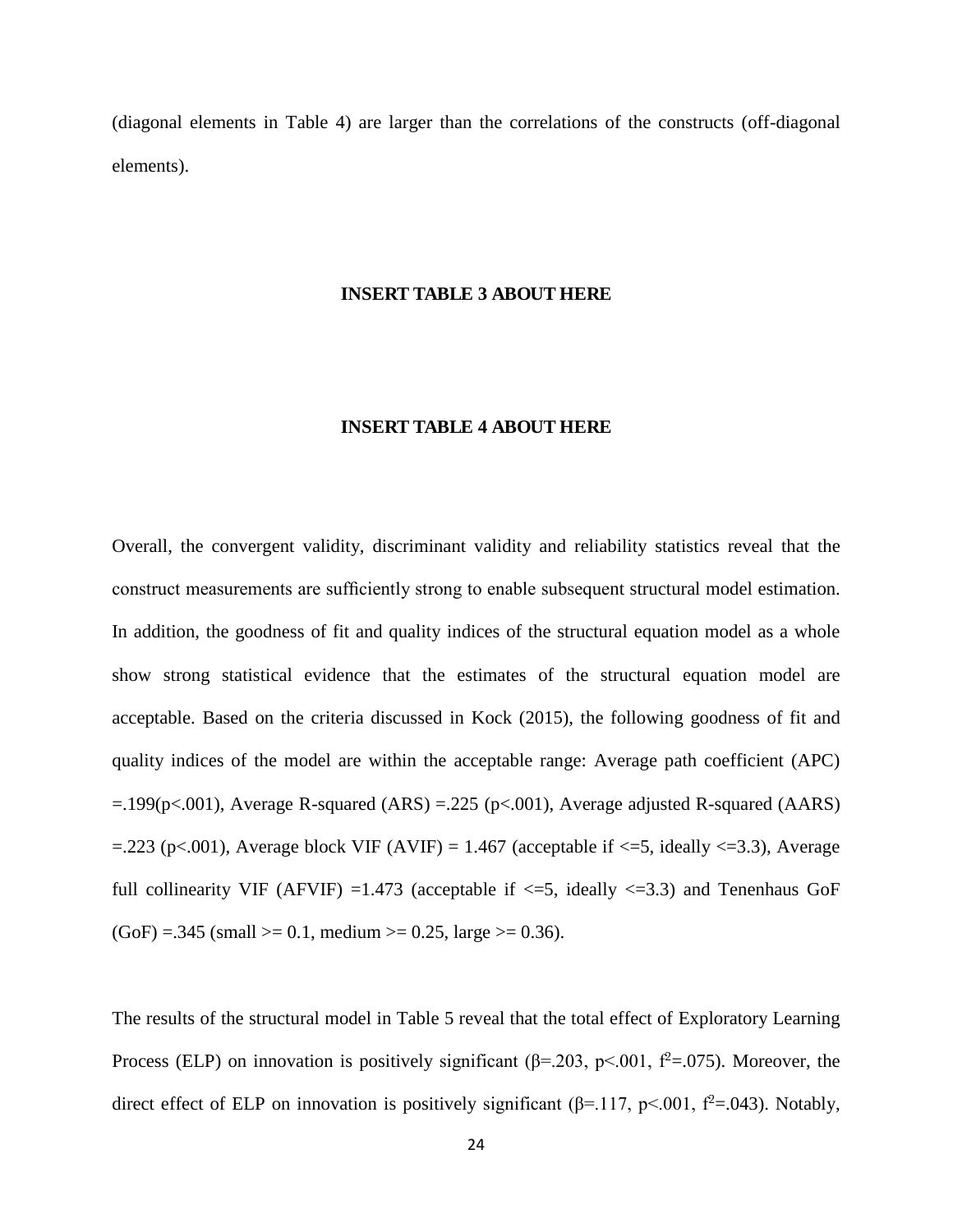(diagonal elements in Table 4) are larger than the correlations of the constructs (off-diagonal elements).

**INSERT TABLE 3 ABOUT HERE**

**INSERT TABLE 4 ABOUT HERE**

Overall, the convergent validity, discriminant validity and reliability statistics reveal that the construct measurements are sufficiently strong to enable subsequent structural model estimation. In addition, the goodness of fit and quality indices of the structural equation model as a whole show strong statistical evidence that the estimates of the structural equation model are acceptable. Based on the criteria discussed in Kock (2015), the following goodness of fit and quality indices of the model are within the acceptable range: Average path coefficient (APC) =.199($p<.001$), Average R-squared (ARS) =.225 ($p<.001$), Average adjusted R-squared (AARS) =.223 ($p<.001$), Average block VIF (AVIF) = 1.467 (acceptable if <=5, ideally <=3.3), Average full collinearity VIF (AFVIF) =1.473 (acceptable if <=5, ideally <=3.3) and Tenenhaus GoF (GoF) =.345 (small >= 0.1, medium >= 0.25, large >= 0.36).

The results of the structural model in Table 5 reveal that the total effect of Exploratory Learning Process (ELP) on innovation is positively significant ($\beta$=.203, $p<.001$, $f^2$=.075). Moreover, the direct effect of ELP on innovation is positively significant ($\beta$=.117, $p<.001$, $f^2$=.043). Notably,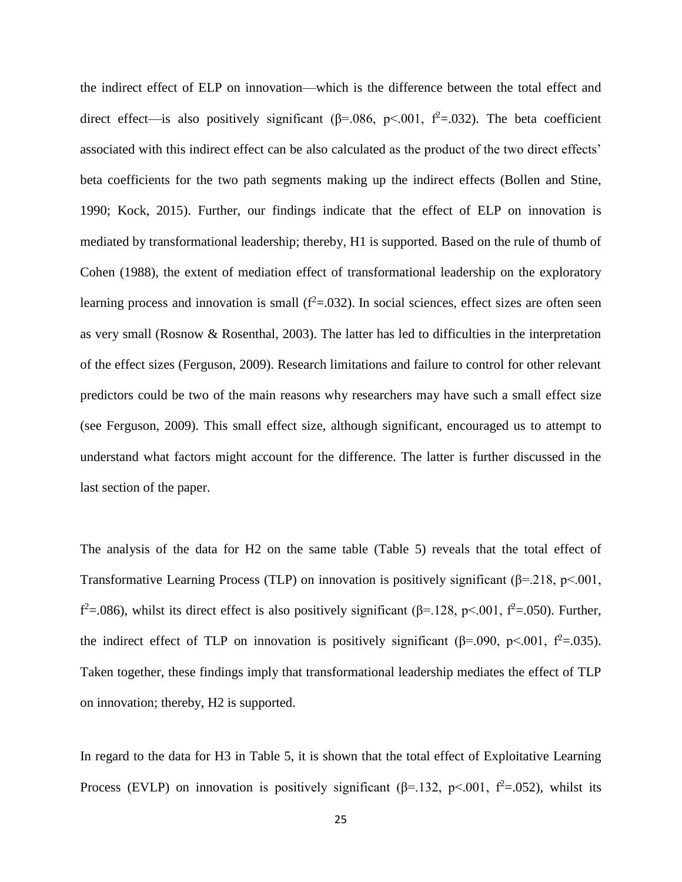the indirect effect of ELP on innovation—which is the difference between the total effect and direct effect—is also positively significant ($\beta$=.086, $p$<.001, $f^2$=.032). The beta coefficient associated with this indirect effect can be also calculated as the product of the two direct effects' beta coefficients for the two path segments making up the indirect effects (Bollen and Stine, 1990; Kock, 2015). Further, our findings indicate that the effect of ELP on innovation is mediated by transformational leadership; thereby, H1 is supported. Based on the rule of thumb of Cohen (1988), the extent of mediation effect of transformational leadership on the exploratory learning process and innovation is small ($f^2$=.032). In social sciences, effect sizes are often seen as very small (Rosnow & Rosenthal, 2003). The latter has led to difficulties in the interpretation of the effect sizes (Ferguson, 2009). Research limitations and failure to control for other relevant predictors could be two of the main reasons why researchers may have such a small effect size (see Ferguson, 2009). This small effect size, although significant, encouraged us to attempt to understand what factors might account for the difference. The latter is further discussed in the last section of the paper.

The analysis of the data for H2 on the same table (Table 5) reveals that the total effect of Transformative Learning Process (TLP) on innovation is positively significant ($\beta$=.218, $p$<.001, $f^2$=.086), whilst its direct effect is also positively significant ($\beta$=.128, $p$<.001, $f^2$=.050). Further, the indirect effect of TLP on innovation is positively significant ($\beta$=.090, $p$<.001, $f^2$=.035). Taken together, these findings imply that transformational leadership mediates the effect of TLP on innovation; thereby, H2 is supported.

In regard to the data for H3 in Table 5, it is shown that the total effect of Exploitative Learning Process (EVLP) on innovation is positively significant ($\beta$=.132, $p$<.001, $f^2$=.052), whilst its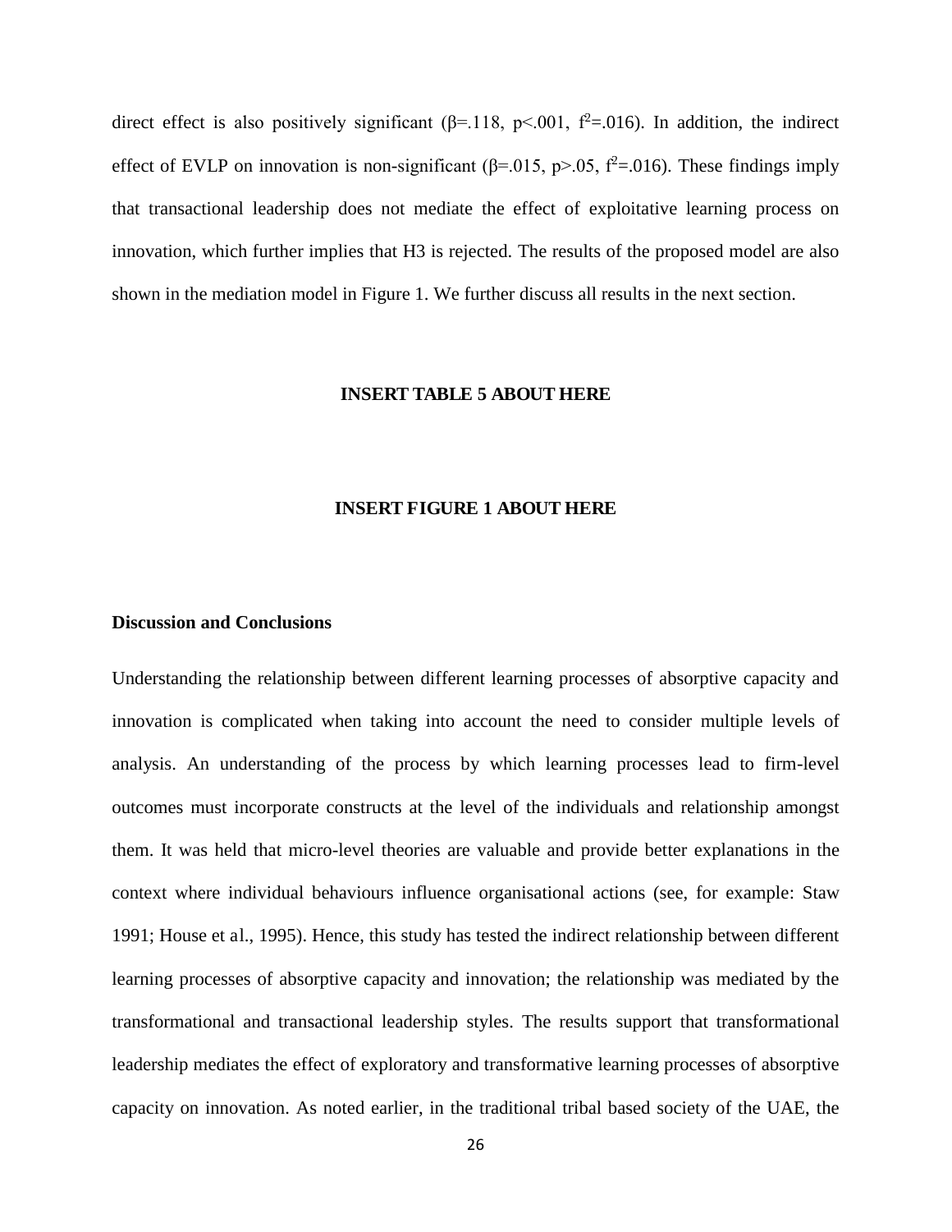direct effect is also positively significant ($\beta$=.118, $p$<.001, $f^2$=.016). In addition, the indirect effect of EVLP on innovation is non-significant ($\beta$=.015, $p$>.05, $f^2$=.016). These findings imply that transactional leadership does not mediate the effect of exploitative learning process on innovation, which further implies that H3 is rejected. The results of the proposed model are also shown in the mediation model in Figure 1. We further discuss all results in the next section.

**INSERT TABLE 5 ABOUT HERE**

**INSERT FIGURE 1 ABOUT HERE**

## Discussion and Conclusions

Understanding the relationship between different learning processes of absorptive capacity and innovation is complicated when taking into account the need to consider multiple levels of analysis. An understanding of the process by which learning processes lead to firm-level outcomes must incorporate constructs at the level of the individuals and relationship amongst them. It was held that micro-level theories are valuable and provide better explanations in the context where individual behaviours influence organisational actions (see, for example: Staw 1991; House et al., 1995). Hence, this study has tested the indirect relationship between different learning processes of absorptive capacity and innovation; the relationship was mediated by the transformational and transactional leadership styles. The results support that transformational leadership mediates the effect of exploratory and transformative learning processes of absorptive capacity on innovation. As noted earlier, in the traditional tribal based society of the UAE, the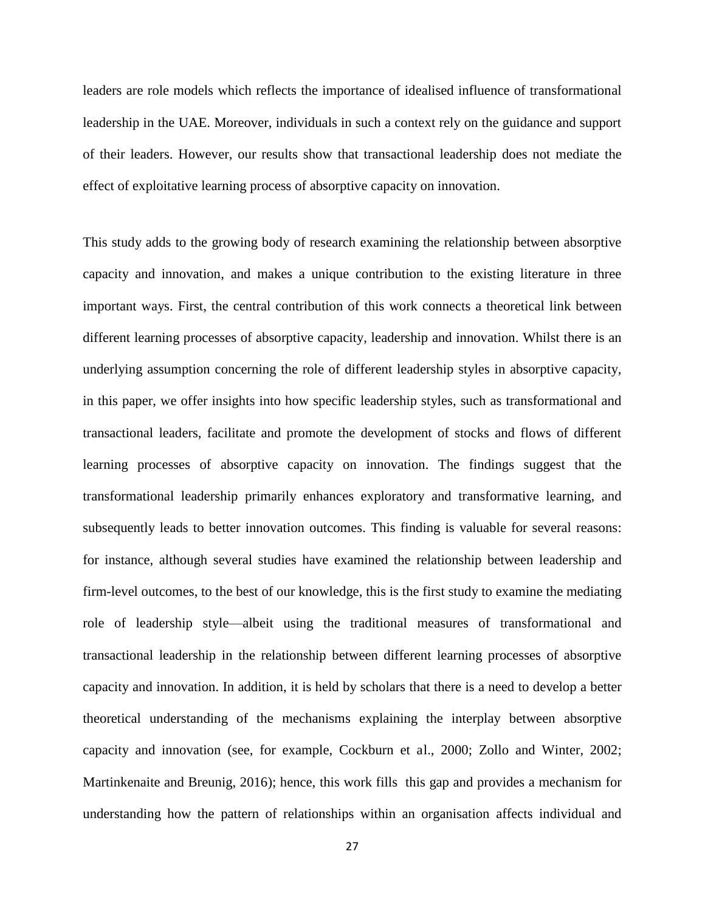leaders are role models which reflects the importance of idealised influence of transformational leadership in the UAE. Moreover, individuals in such a context rely on the guidance and support of their leaders. However, our results show that transactional leadership does not mediate the effect of exploitative learning process of absorptive capacity on innovation.

This study adds to the growing body of research examining the relationship between absorptive capacity and innovation, and makes a unique contribution to the existing literature in three important ways. First, the central contribution of this work connects a theoretical link between different learning processes of absorptive capacity, leadership and innovation. Whilst there is an underlying assumption concerning the role of different leadership styles in absorptive capacity, in this paper, we offer insights into how specific leadership styles, such as transformational and transactional leaders, facilitate and promote the development of stocks and flows of different learning processes of absorptive capacity on innovation. The findings suggest that the transformational leadership primarily enhances exploratory and transformative learning, and subsequently leads to better innovation outcomes. This finding is valuable for several reasons: for instance, although several studies have examined the relationship between leadership and firm-level outcomes, to the best of our knowledge, this is the first study to examine the mediating role of leadership style—albeit using the traditional measures of transformational and transactional leadership in the relationship between different learning processes of absorptive capacity and innovation. In addition, it is held by scholars that there is a need to develop a better theoretical understanding of the mechanisms explaining the interplay between absorptive capacity and innovation (see, for example, Cockburn et al., 2000; Zollo and Winter, 2002; Martinkenaite and Breunig, 2016); hence, this work fills this gap and provides a mechanism for understanding how the pattern of relationships within an organisation affects individual and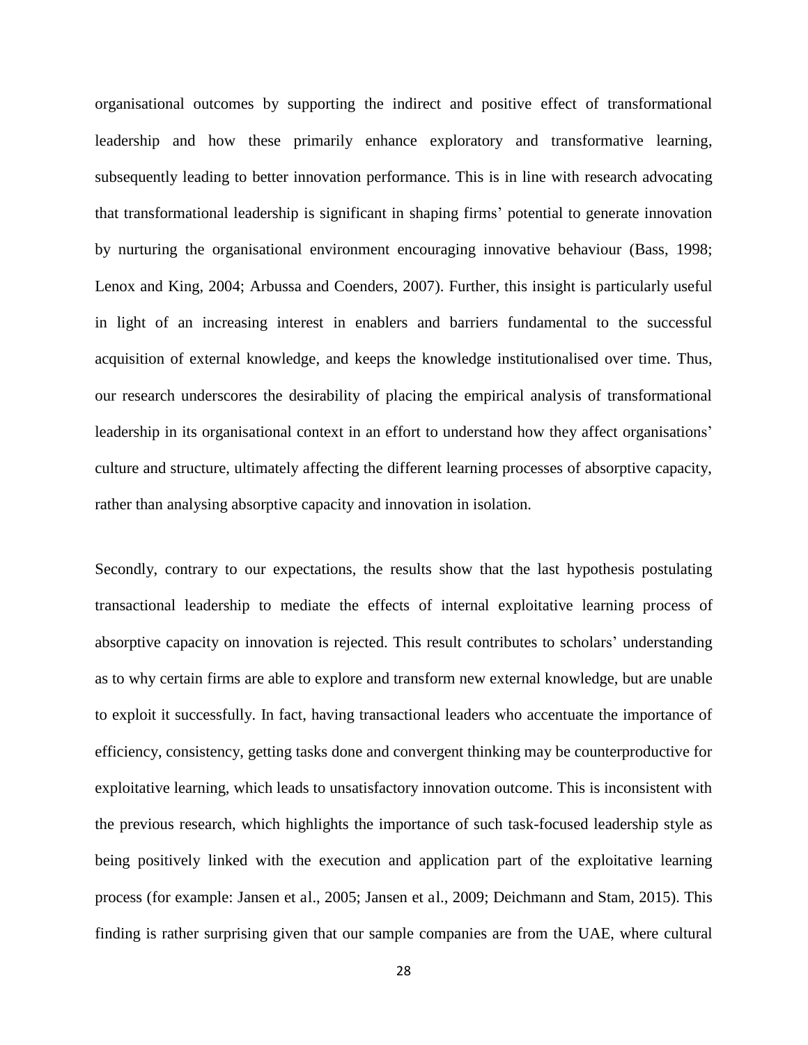organisational outcomes by supporting the indirect and positive effect of transformational leadership and how these primarily enhance exploratory and transformative learning, subsequently leading to better innovation performance. This is in line with research advocating that transformational leadership is significant in shaping firms' potential to generate innovation by nurturing the organisational environment encouraging innovative behaviour (Bass, 1998; Lenox and King, 2004; Arbussa and Coenders, 2007). Further, this insight is particularly useful in light of an increasing interest in enablers and barriers fundamental to the successful acquisition of external knowledge, and keeps the knowledge institutionalised over time. Thus, our research underscores the desirability of placing the empirical analysis of transformational leadership in its organisational context in an effort to understand how they affect organisations' culture and structure, ultimately affecting the different learning processes of absorptive capacity, rather than analysing absorptive capacity and innovation in isolation.

Secondly, contrary to our expectations, the results show that the last hypothesis postulating transactional leadership to mediate the effects of internal exploitative learning process of absorptive capacity on innovation is rejected. This result contributes to scholars' understanding as to why certain firms are able to explore and transform new external knowledge, but are unable to exploit it successfully. In fact, having transactional leaders who accentuate the importance of efficiency, consistency, getting tasks done and convergent thinking may be counterproductive for exploitative learning, which leads to unsatisfactory innovation outcome. This is inconsistent with the previous research, which highlights the importance of such task-focused leadership style as being positively linked with the execution and application part of the exploitative learning process (for example: Jansen et al., 2005; Jansen et al., 2009; Deichmann and Stam, 2015). This finding is rather surprising given that our sample companies are from the UAE, where cultural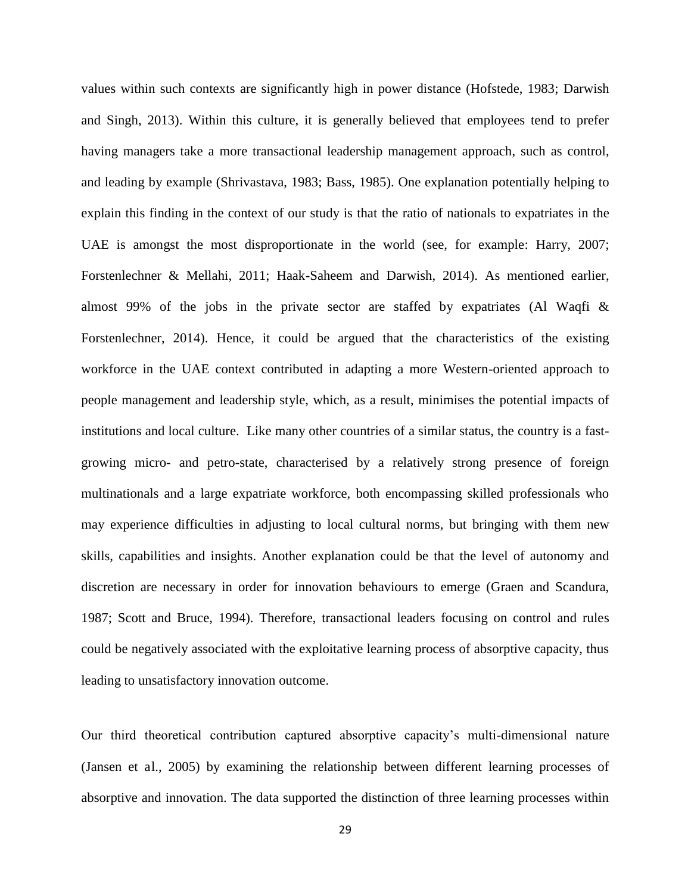values within such contexts are significantly high in power distance (Hofstede, 1983; Darwish and Singh, 2013). Within this culture, it is generally believed that employees tend to prefer having managers take a more transactional leadership management approach, such as control, and leading by example (Shrivastava, 1983; Bass, 1985). One explanation potentially helping to explain this finding in the context of our study is that the ratio of nationals to expatriates in the UAE is amongst the most disproportionate in the world (see, for example: Harry, 2007; Forstenlechner & Mellahi, 2011; Haak-Saheem and Darwish, 2014). As mentioned earlier, almost 99% of the jobs in the private sector are staffed by expatriates (Al Waqfi & Forstenlechner, 2014). Hence, it could be argued that the characteristics of the existing workforce in the UAE context contributed in adapting a more Western-oriented approach to people management and leadership style, which, as a result, minimises the potential impacts of institutions and local culture. Like many other countries of a similar status, the country is a fast-growing micro- and petro-state, characterised by a relatively strong presence of foreign multinationals and a large expatriate workforce, both encompassing skilled professionals who may experience difficulties in adjusting to local cultural norms, but bringing with them new skills, capabilities and insights. Another explanation could be that the level of autonomy and discretion are necessary in order for innovation behaviours to emerge (Graen and Scandura, 1987; Scott and Bruce, 1994). Therefore, transactional leaders focusing on control and rules could be negatively associated with the exploitative learning process of absorptive capacity, thus leading to unsatisfactory innovation outcome.

Our third theoretical contribution captured absorptive capacity's multi-dimensional nature (Jansen et al., 2005) by examining the relationship between different learning processes of absorptive and innovation. The data supported the distinction of three learning processes within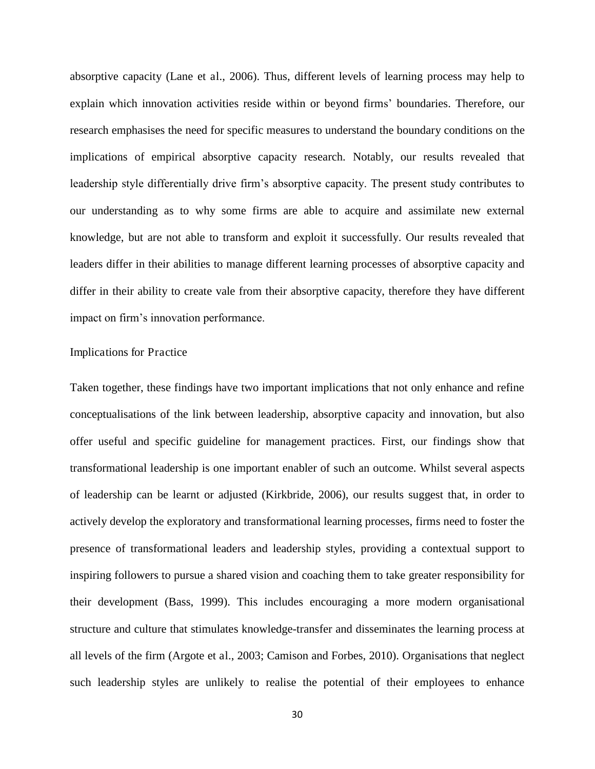absorptive capacity (Lane et al., 2006). Thus, different levels of learning process may help to explain which innovation activities reside within or beyond firms' boundaries. Therefore, our research emphasises the need for specific measures to understand the boundary conditions on the implications of empirical absorptive capacity research. Notably, our results revealed that leadership style differentially drive firm's absorptive capacity. The present study contributes to our understanding as to why some firms are able to acquire and assimilate new external knowledge, but are not able to transform and exploit it successfully. Our results revealed that leaders differ in their abilities to manage different learning processes of absorptive capacity and differ in their ability to create vale from their absorptive capacity, therefore they have different impact on firm's innovation performance.

## Implications for Practice

Taken together, these findings have two important implications that not only enhance and refine conceptualisations of the link between leadership, absorptive capacity and innovation, but also offer useful and specific guideline for management practices. First, our findings show that transformational leadership is one important enabler of such an outcome. Whilst several aspects of leadership can be learnt or adjusted (Kirkbride, 2006), our results suggest that, in order to actively develop the exploratory and transformational learning processes, firms need to foster the presence of transformational leaders and leadership styles, providing a contextual support to inspiring followers to pursue a shared vision and coaching them to take greater responsibility for their development (Bass, 1999). This includes encouraging a more modern organisational structure and culture that stimulates knowledge-transfer and disseminates the learning process at all levels of the firm (Argote et al., 2003; Camison and Forbes, 2010). Organisations that neglect such leadership styles are unlikely to realise the potential of their employees to enhance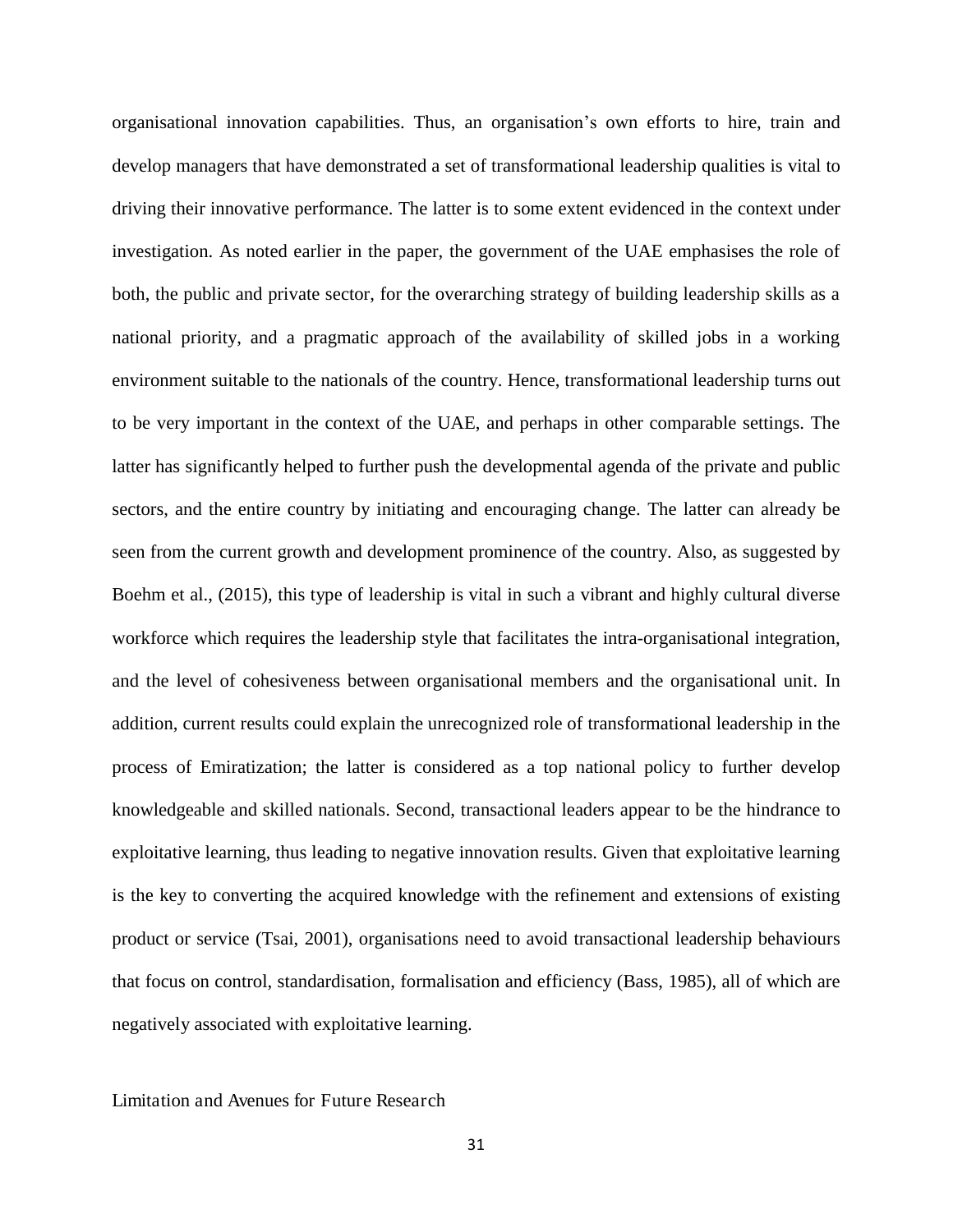organisational innovation capabilities. Thus, an organisation's own efforts to hire, train and develop managers that have demonstrated a set of transformational leadership qualities is vital to driving their innovative performance. The latter is to some extent evidenced in the context under investigation. As noted earlier in the paper, the government of the UAE emphasises the role of both, the public and private sector, for the overarching strategy of building leadership skills as a national priority, and a pragmatic approach of the availability of skilled jobs in a working environment suitable to the nationals of the country. Hence, transformational leadership turns out to be very important in the context of the UAE, and perhaps in other comparable settings. The latter has significantly helped to further push the developmental agenda of the private and public sectors, and the entire country by initiating and encouraging change. The latter can already be seen from the current growth and development prominence of the country. Also, as suggested by Boehm et al., (2015), this type of leadership is vital in such a vibrant and highly cultural diverse workforce which requires the leadership style that facilitates the intra-organisational integration, and the level of cohesiveness between organisational members and the organisational unit. In addition, current results could explain the unrecognized role of transformational leadership in the process of Emiratization; the latter is considered as a top national policy to further develop knowledgeable and skilled nationals. Second, transactional leaders appear to be the hindrance to exploitative learning, thus leading to negative innovation results. Given that exploitative learning is the key to converting the acquired knowledge with the refinement and extensions of existing product or service (Tsai, 2001), organisations need to avoid transactional leadership behaviours that focus on control, standardisation, formalisation and efficiency (Bass, 1985), all of which are negatively associated with exploitative learning.

## Limitation and Avenues for Future Research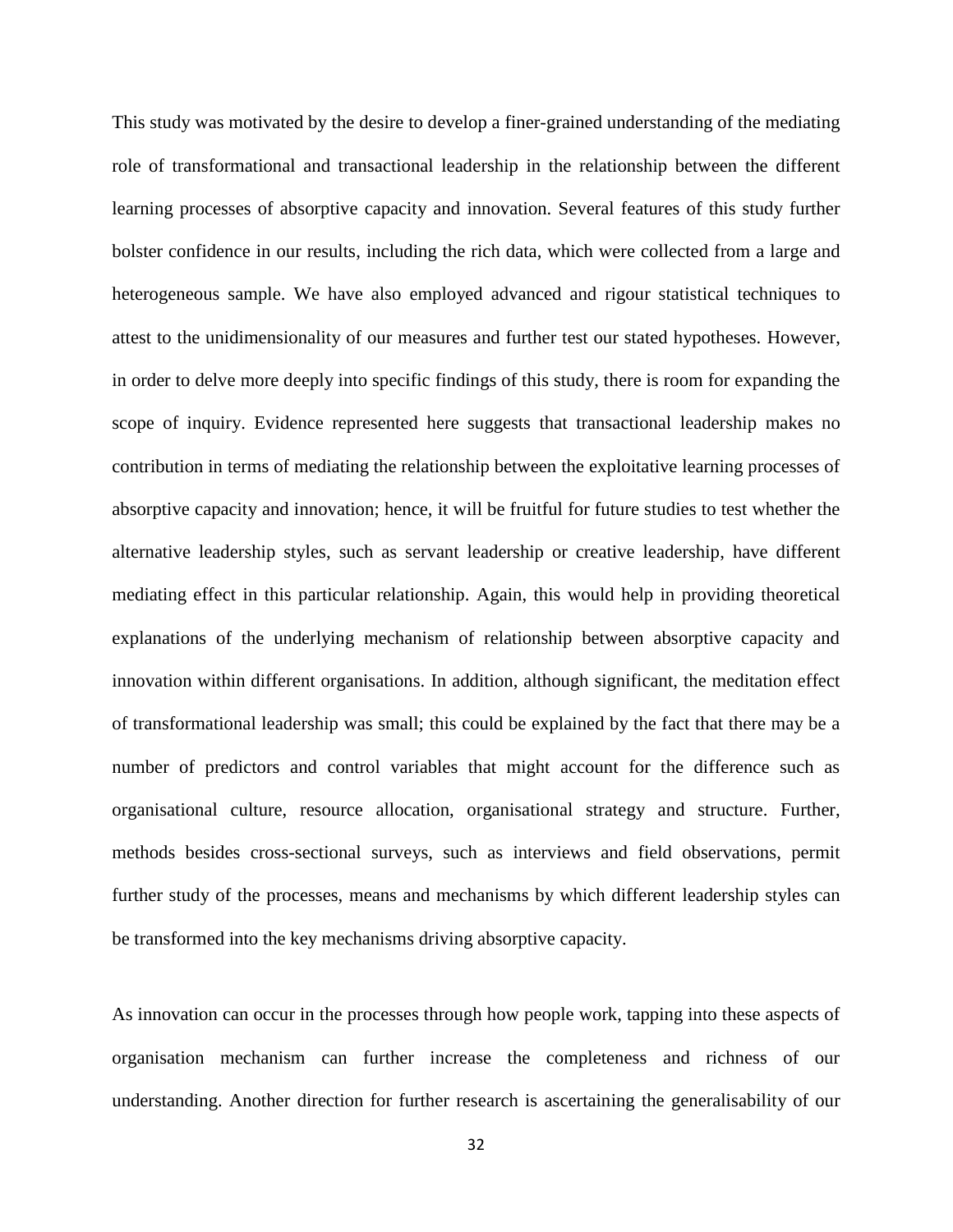This study was motivated by the desire to develop a finer-grained understanding of the mediating role of transformational and transactional leadership in the relationship between the different learning processes of absorptive capacity and innovation. Several features of this study further bolster confidence in our results, including the rich data, which were collected from a large and heterogeneous sample. We have also employed advanced and rigour statistical techniques to attest to the unidimensionality of our measures and further test our stated hypotheses. However, in order to delve more deeply into specific findings of this study, there is room for expanding the scope of inquiry. Evidence represented here suggests that transactional leadership makes no contribution in terms of mediating the relationship between the exploitative learning processes of absorptive capacity and innovation; hence, it will be fruitful for future studies to test whether the alternative leadership styles, such as servant leadership or creative leadership, have different mediating effect in this particular relationship. Again, this would help in providing theoretical explanations of the underlying mechanism of relationship between absorptive capacity and innovation within different organisations. In addition, although significant, the meditation effect of transformational leadership was small; this could be explained by the fact that there may be a number of predictors and control variables that might account for the difference such as organisational culture, resource allocation, organisational strategy and structure. Further, methods besides cross-sectional surveys, such as interviews and field observations, permit further study of the processes, means and mechanisms by which different leadership styles can be transformed into the key mechanisms driving absorptive capacity.

As innovation can occur in the processes through how people work, tapping into these aspects of organisation mechanism can further increase the completeness and richness of our understanding. Another direction for further research is ascertaining the generalisability of our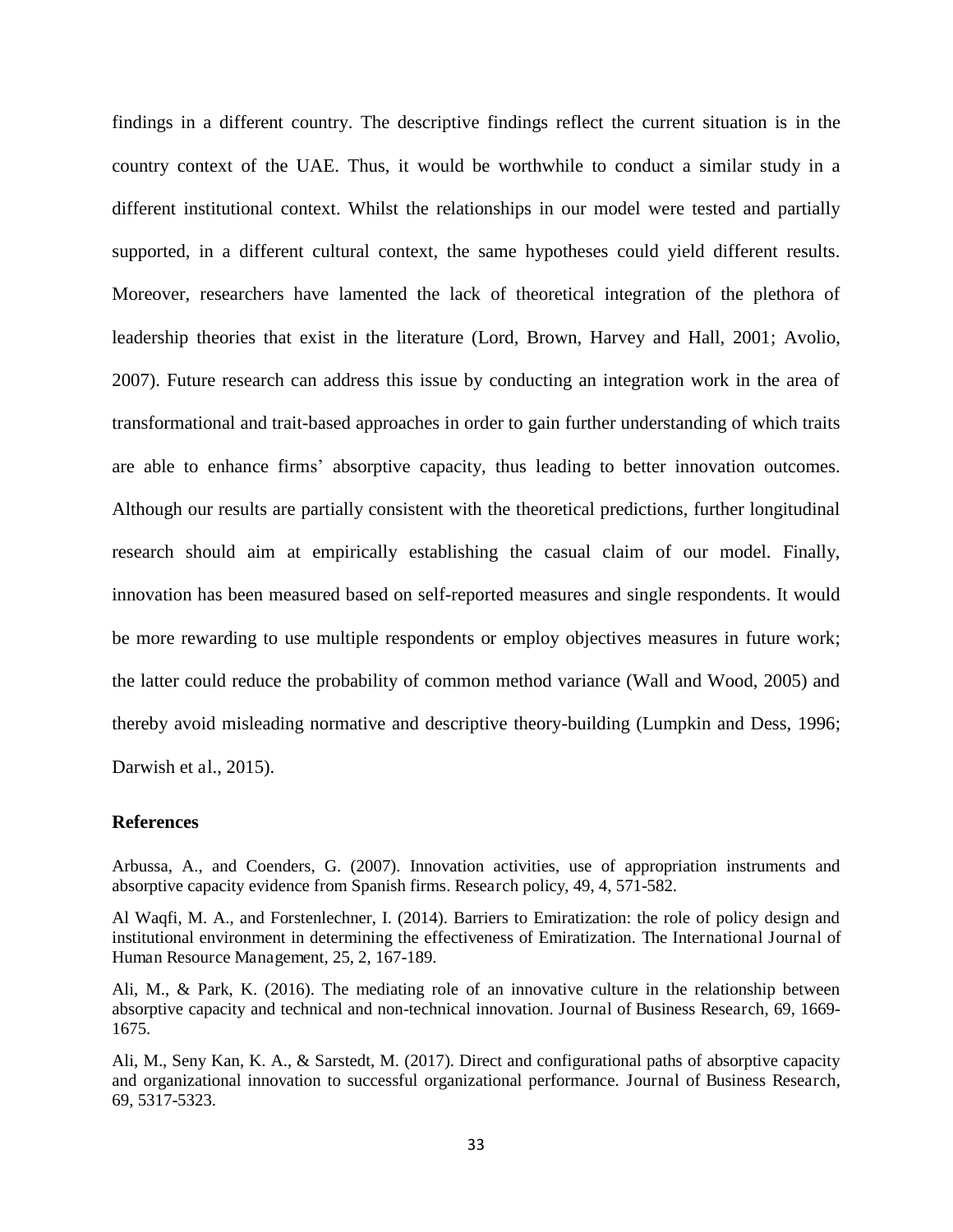findings in a different country. The descriptive findings reflect the current situation is in the country context of the UAE. Thus, it would be worthwhile to conduct a similar study in a different institutional context. Whilst the relationships in our model were tested and partially supported, in a different cultural context, the same hypotheses could yield different results. Moreover, researchers have lamented the lack of theoretical integration of the plethora of leadership theories that exist in the literature (Lord, Brown, Harvey and Hall, 2001; Avolio, 2007). Future research can address this issue by conducting an integration work in the area of transformational and trait-based approaches in order to gain further understanding of which traits are able to enhance firms' absorptive capacity, thus leading to better innovation outcomes. Although our results are partially consistent with the theoretical predictions, further longitudinal research should aim at empirically establishing the casual claim of our model. Finally, innovation has been measured based on self-reported measures and single respondents. It would be more rewarding to use multiple respondents or employ objectives measures in future work; the latter could reduce the probability of common method variance (Wall and Wood, 2005) and thereby avoid misleading normative and descriptive theory-building (Lumpkin and Dess, 1996; Darwish et al., 2015).

## References

Arbussa, A., and Coenders, G. (2007). Innovation activities, use of appropriation instruments and absorptive capacity evidence from Spanish firms. Research policy, 49, 4, 571-582.

Al Waqfi, M. A., and Forstenlechner, I. (2014). Barriers to Emiratization: the role of policy design and institutional environment in determining the effectiveness of Emiratization. The International Journal of Human Resource Management, 25, 2, 167-189.

Ali, M., & Park, K. (2016). The mediating role of an innovative culture in the relationship between absorptive capacity and technical and non-technical innovation. Journal of Business Research, 69, 1669-1675.

Ali, M., Seny Kan, K. A., & Sarstedt, M. (2017). Direct and configurational paths of absorptive capacity and organizational innovation to successful organizational performance. Journal of Business Research, 69, 5317-5323.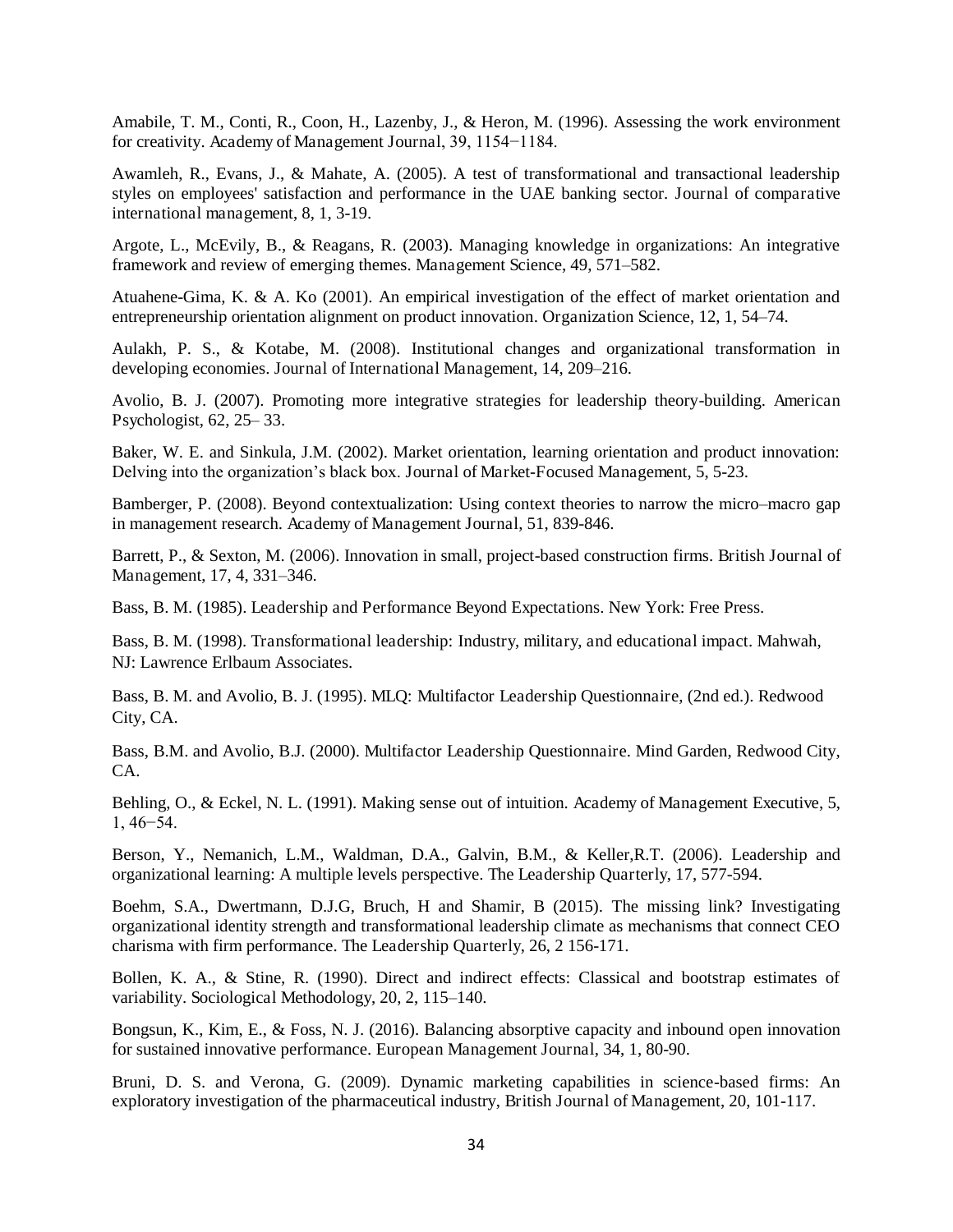Amabile, T. M., Conti, R., Coon, H., Lazenby, J., & Heron, M. (1996). Assessing the work environment for creativity. Academy of Management Journal, 39, 1154−1184.

Awamleh, R., Evans, J., & Mahate, A. (2005). A test of transformational and transactional leadership styles on employees' satisfaction and performance in the UAE banking sector. Journal of comparative international management, 8, 1, 3-19.

Argote, L., McEvily, B., & Reagans, R. (2003). Managing knowledge in organizations: An integrative framework and review of emerging themes. Management Science, 49, 571–582.

Atuahene-Gima, K. & A. Ko (2001). An empirical investigation of the effect of market orientation and entrepreneurship orientation alignment on product innovation. Organization Science, 12, 1, 54–74.

Aulakh, P. S., & Kotabe, M. (2008). Institutional changes and organizational transformation in developing economies. Journal of International Management, 14, 209–216.

Avolio, B. J. (2007). Promoting more integrative strategies for leadership theory-building. American Psychologist, 62, 25– 33.

Baker, W. E. and Sinkula, J.M. (2002). Market orientation, learning orientation and product innovation: Delving into the organization's black box. Journal of Market-Focused Management, 5, 5-23.

Bamberger, P. (2008). Beyond contextualization: Using context theories to narrow the micro–macro gap in management research. Academy of Management Journal, 51, 839-846.

Barrett, P., & Sexton, M. (2006). Innovation in small, project-based construction firms. British Journal of Management, 17, 4, 331–346.

Bass, B. M. (1985). Leadership and Performance Beyond Expectations. New York: Free Press.

Bass, B. M. (1998). Transformational leadership: Industry, military, and educational impact. Mahwah, NJ: Lawrence Erlbaum Associates.

Bass, B. M. and Avolio, B. J. (1995). MLQ: Multifactor Leadership Questionnaire, (2nd ed.). Redwood City, CA.

Bass, B.M. and Avolio, B.J. (2000). Multifactor Leadership Questionnaire. Mind Garden, Redwood City, CA.

Behling, O., & Eckel, N. L. (1991). Making sense out of intuition. Academy of Management Executive, 5, 1, 46−54.

Berson, Y., Nemanich, L.M., Waldman, D.A., Galvin, B.M., & Keller,R.T. (2006). Leadership and organizational learning: A multiple levels perspective. The Leadership Quarterly, 17, 577-594.

Boehm, S.A., Dwertmann, D.J.G, Bruch, H and Shamir, B (2015). The missing link? Investigating organizational identity strength and transformational leadership climate as mechanisms that connect CEO charisma with firm performance. The Leadership Quarterly, 26, 2 156-171.

Bollen, K. A., & Stine, R. (1990). Direct and indirect effects: Classical and bootstrap estimates of variability. Sociological Methodology, 20, 2, 115–140.

Bongsun, K., Kim, E., & Foss, N. J. (2016). Balancing absorptive capacity and inbound open innovation for sustained innovative performance. European Management Journal, 34, 1, 80-90.

Bruni, D. S. and Verona, G. (2009). Dynamic marketing capabilities in science-based firms: An exploratory investigation of the pharmaceutical industry, British Journal of Management, 20, 101-117.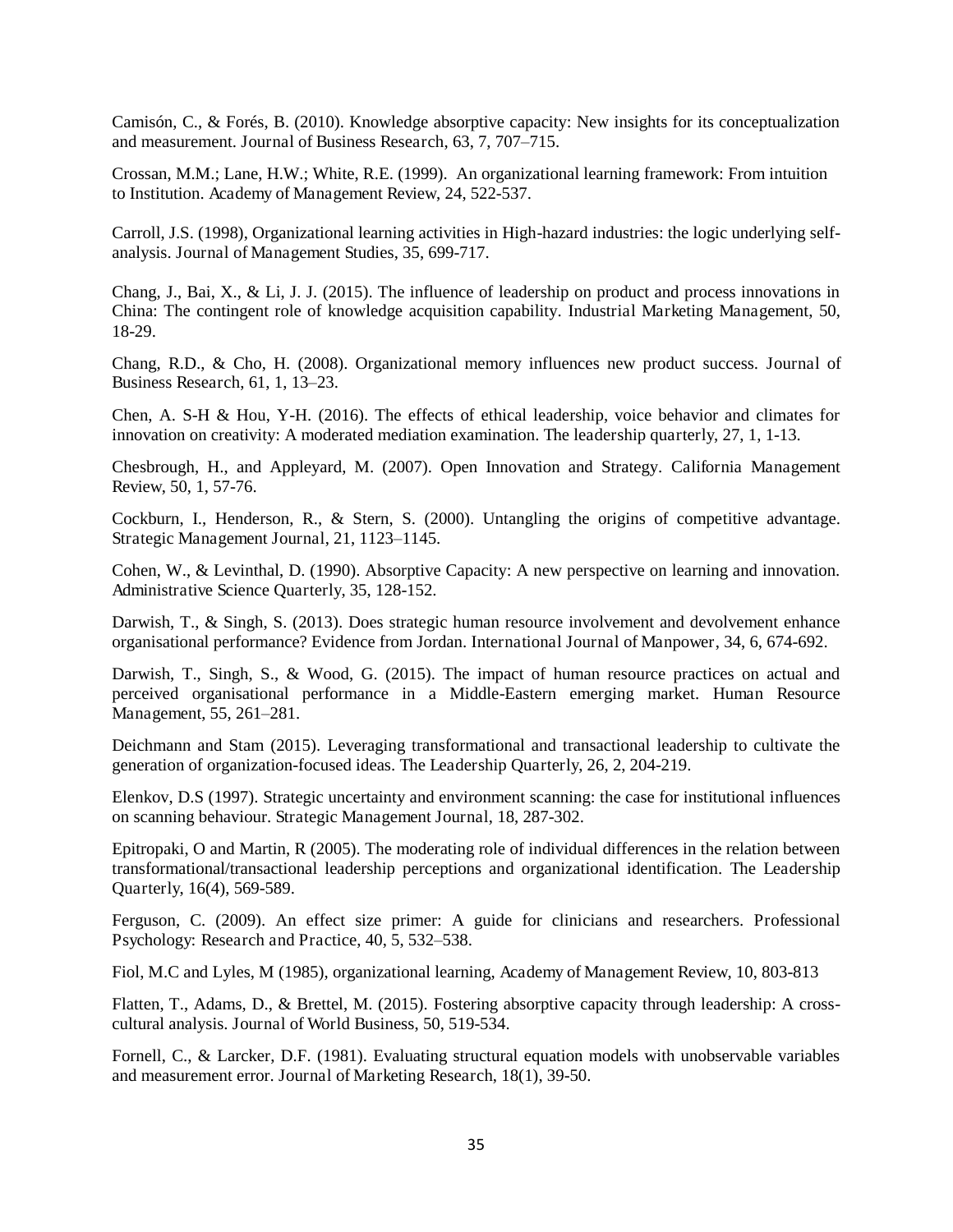Camisón, C., & Forés, B. (2010). Knowledge absorptive capacity: New insights for its conceptualization and measurement. Journal of Business Research, 63, 7, 707–715.

Crossan, M.M.; Lane, H.W.; White, R.E. (1999). An organizational learning framework: From intuition to Institution. Academy of Management Review, 24, 522-537.

Carroll, J.S. (1998), Organizational learning activities in High-hazard industries: the logic underlying self-analysis. Journal of Management Studies, 35, 699-717.

Chang, J., Bai, X., & Li, J. J. (2015). The influence of leadership on product and process innovations in China: The contingent role of knowledge acquisition capability. Industrial Marketing Management, 50, 18-29.

Chang, R.D., & Cho, H. (2008). Organizational memory influences new product success. Journal of Business Research, 61, 1, 13–23.

Chen, A. S-H & Hou, Y-H. (2016). The effects of ethical leadership, voice behavior and climates for innovation on creativity: A moderated mediation examination. The leadership quarterly, 27, 1, 1-13.

Chesbrough, H., and Appleyard, M. (2007). Open Innovation and Strategy. California Management Review, 50, 1, 57-76.

Cockburn, I., Henderson, R., & Stern, S. (2000). Untangling the origins of competitive advantage. Strategic Management Journal, 21, 1123–1145.

Cohen, W., & Levinthal, D. (1990). Absorptive Capacity: A new perspective on learning and innovation. Administrative Science Quarterly, 35, 128-152.

Darwish, T., & Singh, S. (2013). Does strategic human resource involvement and devolvement enhance organisational performance? Evidence from Jordan. International Journal of Manpower, 34, 6, 674-692.

Darwish, T., Singh, S., & Wood, G. (2015). The impact of human resource practices on actual and perceived organisational performance in a Middle-Eastern emerging market. Human Resource Management, 55, 261–281.

Deichmann and Stam (2015). Leveraging transformational and transactional leadership to cultivate the generation of organization-focused ideas. The Leadership Quarterly, 26, 2, 204-219.

Elenkov, D.S (1997). Strategic uncertainty and environment scanning: the case for institutional influences on scanning behaviour. Strategic Management Journal, 18, 287-302.

Epitropaki, O and Martin, R (2005). The moderating role of individual differences in the relation between transformational/transactional leadership perceptions and organizational identification. The Leadership Quarterly, 16(4), 569-589.

Ferguson, C. (2009). An effect size primer: A guide for clinicians and researchers. Professional Psychology: Research and Practice, 40, 5, 532–538.

Fiol, M.C and Lyles, M (1985), organizational learning, Academy of Management Review, 10, 803-813

Flatten, T., Adams, D., & Brettel, M. (2015). Fostering absorptive capacity through leadership: A cross-cultural analysis. Journal of World Business, 50, 519-534.

Fornell, C., & Larcker, D.F. (1981). Evaluating structural equation models with unobservable variables and measurement error. Journal of Marketing Research, 18(1), 39-50.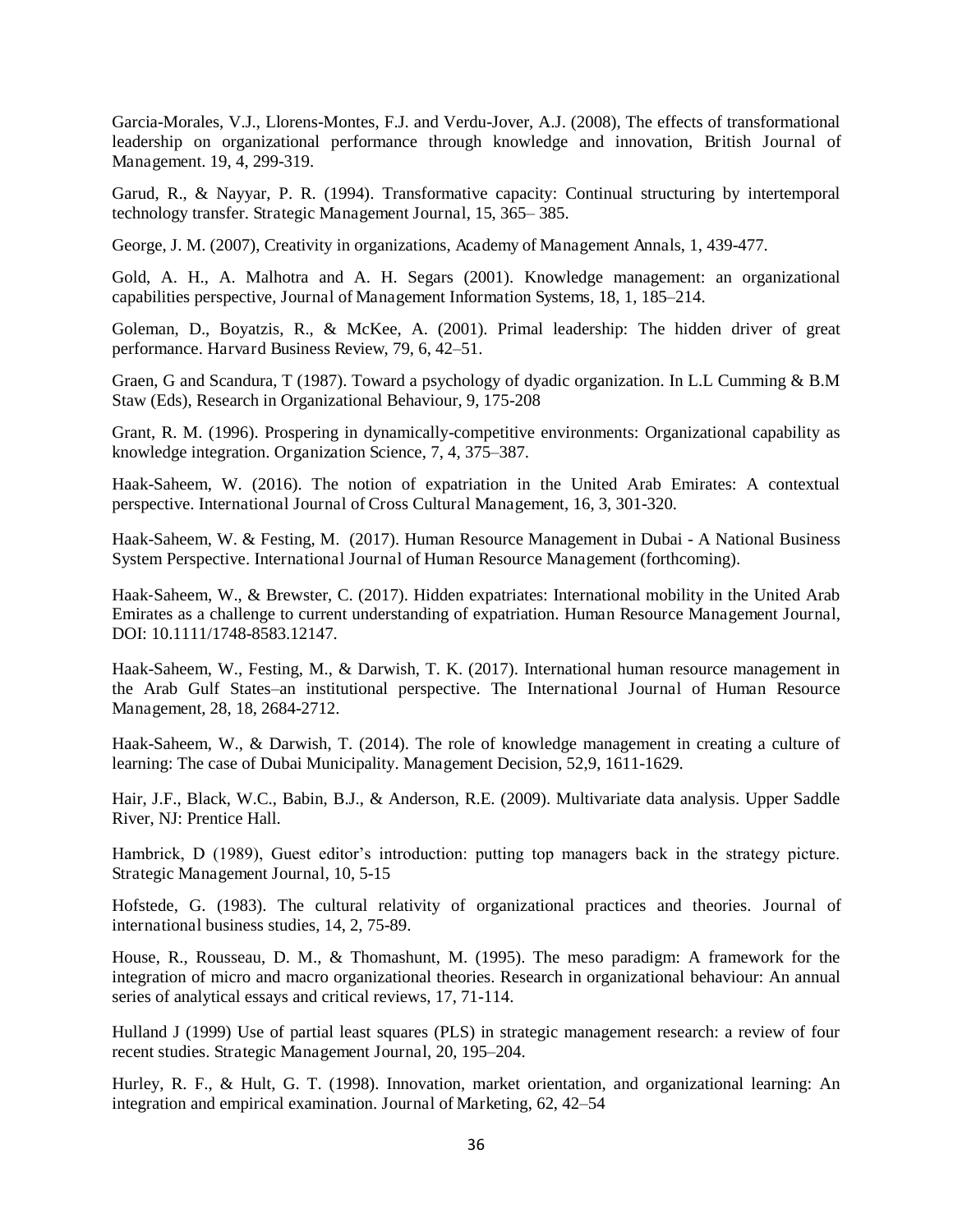Garcia-Morales, V.J., Llorens-Montes, F.J. and Verdu-Jover, A.J. (2008), The effects of transformational leadership on organizational performance through knowledge and innovation, British Journal of Management. 19, 4, 299-319.

Garud, R., & Nayyar, P. R. (1994). Transformative capacity: Continual structuring by intertemporal technology transfer. Strategic Management Journal, 15, 365– 385.

George, J. M. (2007), Creativity in organizations, Academy of Management Annals, 1, 439-477.

Gold, A. H., A. Malhotra and A. H. Segars (2001). Knowledge management: an organizational capabilities perspective, Journal of Management Information Systems, 18, 1, 185–214.

Goleman, D., Boyatzis, R., & McKee, A. (2001). Primal leadership: The hidden driver of great performance. Harvard Business Review, 79, 6, 42–51.

Graen, G and Scandura, T (1987). Toward a psychology of dyadic organization. In L.L Cumming & B.M Staw (Eds), Research in Organizational Behaviour, 9, 175-208

Grant, R. M. (1996). Prospering in dynamically-competitive environments: Organizational capability as knowledge integration. Organization Science, 7, 4, 375–387.

Haak-Saheem, W. (2016). The notion of expatriation in the United Arab Emirates: A contextual perspective. International Journal of Cross Cultural Management, 16, 3, 301-320.

Haak-Saheem, W. & Festing, M. (2017). Human Resource Management in Dubai - A National Business System Perspective. International Journal of Human Resource Management (forthcoming).

Haak‐Saheem, W., & Brewster, C. (2017). Hidden expatriates: International mobility in the United Arab Emirates as a challenge to current understanding of expatriation. Human Resource Management Journal, DOI: 10.1111/1748-8583.12147.

Haak-Saheem, W., Festing, M., & Darwish, T. K. (2017). International human resource management in the Arab Gulf States–an institutional perspective. The International Journal of Human Resource Management, 28, 18, 2684-2712.

Haak-Saheem, W., & Darwish, T. (2014). The role of knowledge management in creating a culture of learning: The case of Dubai Municipality. Management Decision, 52,9, 1611-1629.

Hair, J.F., Black, W.C., Babin, B.J., & Anderson, R.E. (2009). Multivariate data analysis. Upper Saddle River, NJ: Prentice Hall.

Hambrick, D (1989), Guest editor's introduction: putting top managers back in the strategy picture. Strategic Management Journal, 10, 5-15

Hofstede, G. (1983). The cultural relativity of organizational practices and theories. Journal of international business studies, 14, 2, 75-89.

House, R., Rousseau, D. M., & Thomashunt, M. (1995). The meso paradigm: A framework for the integration of micro and macro organizational theories. Research in organizational behaviour: An annual series of analytical essays and critical reviews, 17, 71-114.

Hulland J (1999) Use of partial least squares (PLS) in strategic management research: a review of four recent studies. Strategic Management Journal, 20, 195–204.

Hurley, R. F., & Hult, G. T. (1998). Innovation, market orientation, and organizational learning: An integration and empirical examination. Journal of Marketing, 62, 42–54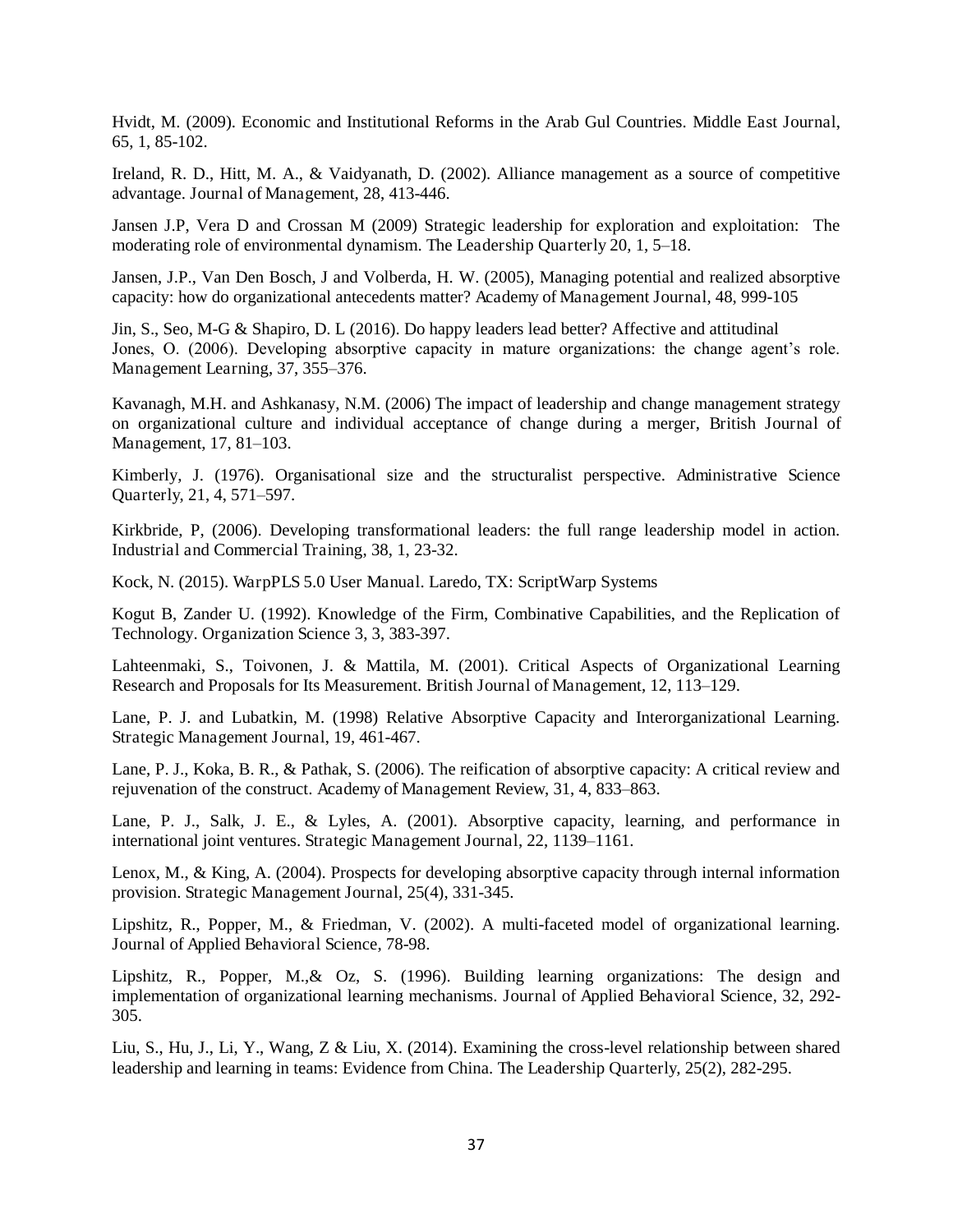Hvidt, M. (2009). Economic and Institutional Reforms in the Arab Gul Countries. Middle East Journal, 65, 1, 85-102.

Ireland, R. D., Hitt, M. A., & Vaidyanath, D. (2002). Alliance management as a source of competitive advantage. Journal of Management, 28, 413-446.

Jansen J.P, Vera D and Crossan M (2009) Strategic leadership for exploration and exploitation: The moderating role of environmental dynamism. The Leadership Quarterly 20, 1, 5–18.

Jansen, J.P., Van Den Bosch, J and Volberda, H. W. (2005), Managing potential and realized absorptive capacity: how do organizational antecedents matter? Academy of Management Journal, 48, 999-105

Jin, S., Seo, M-G & Shapiro, D. L (2016). Do happy leaders lead better? Affective and attitudinal
Jones, O. (2006). Developing absorptive capacity in mature organizations: the change agent's role. Management Learning, 37, 355–376.

Kavanagh, M.H. and Ashkanasy, N.M. (2006) The impact of leadership and change management strategy on organizational culture and individual acceptance of change during a merger, British Journal of Management, 17, 81–103.

Kimberly, J. (1976). Organisational size and the structuralist perspective. Administrative Science Quarterly, 21, 4, 571–597.

Kirkbride, P, (2006). Developing transformational leaders: the full range leadership model in action. Industrial and Commercial Training, 38, 1, 23-32.

Kock, N. (2015). WarpPLS 5.0 User Manual. Laredo, TX: ScriptWarp Systems

Kogut B, Zander U. (1992). Knowledge of the Firm, Combinative Capabilities, and the Replication of Technology. Organization Science 3, 3, 383-397.

Lahteenmaki, S., Toivonen, J. & Mattila, M. (2001). Critical Aspects of Organizational Learning Research and Proposals for Its Measurement. British Journal of Management, 12, 113–129.

Lane, P. J. and Lubatkin, M. (1998) Relative Absorptive Capacity and Interorganizational Learning. Strategic Management Journal, 19, 461-467.

Lane, P. J., Koka, B. R., & Pathak, S. (2006). The reification of absorptive capacity: A critical review and rejuvenation of the construct. Academy of Management Review, 31, 4, 833–863.

Lane, P. J., Salk, J. E., & Lyles, A. (2001). Absorptive capacity, learning, and performance in international joint ventures. Strategic Management Journal, 22, 1139–1161.

Lenox, M., & King, A. (2004). Prospects for developing absorptive capacity through internal information provision. Strategic Management Journal, 25(4), 331-345.

Lipshitz, R., Popper, M., & Friedman, V. (2002). A multi-faceted model of organizational learning. Journal of Applied Behavioral Science, 78-98.

Lipshitz, R., Popper, M.,& Oz, S. (1996). Building learning organizations: The design and implementation of organizational learning mechanisms. Journal of Applied Behavioral Science, 32, 292-305.

Liu, S., Hu, J., Li, Y., Wang, Z & Liu, X. (2014). Examining the cross-level relationship between shared leadership and learning in teams: Evidence from China. The Leadership Quarterly, 25(2), 282-295.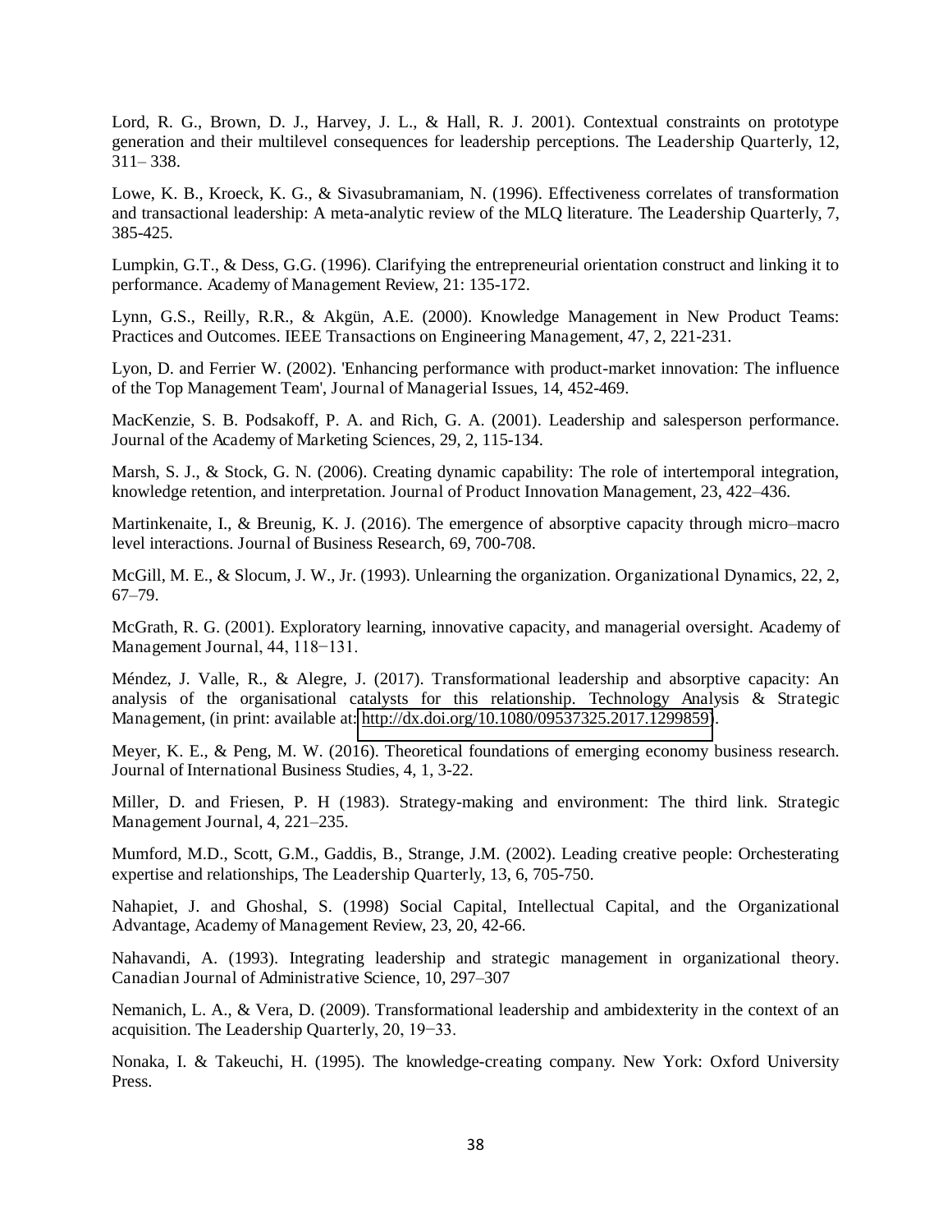Lord, R. G., Brown, D. J., Harvey, J. L., & Hall, R. J. 2001). Contextual constraints on prototype generation and their multilevel consequences for leadership perceptions. The Leadership Quarterly, 12, 311– 338.

Lowe, K. B., Kroeck, K. G., & Sivasubramaniam, N. (1996). Effectiveness correlates of transformation and transactional leadership: A meta-analytic review of the MLQ literature. The Leadership Quarterly, 7, 385-425.

Lumpkin, G.T., & Dess, G.G. (1996). Clarifying the entrepreneurial orientation construct and linking it to performance. Academy of Management Review, 21: 135-172.

Lynn, G.S., Reilly, R.R., & Akgün, A.E. (2000). Knowledge Management in New Product Teams: Practices and Outcomes. IEEE Transactions on Engineering Management, 47, 2, 221-231.

Lyon, D. and Ferrier W. (2002). 'Enhancing performance with product-market innovation: The influence of the Top Management Team', Journal of Managerial Issues, 14, 452-469.

MacKenzie, S. B. Podsakoff, P. A. and Rich, G. A. (2001). Leadership and salesperson performance. Journal of the Academy of Marketing Sciences, 29, 2, 115-134.

Marsh, S. J., & Stock, G. N. (2006). Creating dynamic capability: The role of intertemporal integration, knowledge retention, and interpretation. Journal of Product Innovation Management, 23, 422–436.

Martinkenaite, I., & Breunig, K. J. (2016). The emergence of absorptive capacity through micro–macro level interactions. Journal of Business Research, 69, 700-708.

McGill, M. E., & Slocum, J. W., Jr. (1993). Unlearning the organization. Organizational Dynamics, 22, 2, 67–79.

McGrath, R. G. (2001). Exploratory learning, innovative capacity, and managerial oversight. Academy of Management Journal, 44, 118−131.

Méndez, J. Valle, R., & Alegre, J. (2017). Transformational leadership and absorptive capacity: An analysis of the organisational catalysts for this relationship. Technology Analysis & Strategic Management, (in print: available at: http://dx.doi.org/10.1080/09537325.2017.1299859).

Meyer, K. E., & Peng, M. W. (2016). Theoretical foundations of emerging economy business research. Journal of International Business Studies, 4, 1, 3-22.

Miller, D. and Friesen, P. H (1983). Strategy-making and environment: The third link. Strategic Management Journal, 4, 221–235.

Mumford, M.D., Scott, G.M., Gaddis, B., Strange, J.M. (2002). Leading creative people: Orchesterating expertise and relationships, The Leadership Quarterly, 13, 6, 705-750.

Nahapiet, J. and Ghoshal, S. (1998) Social Capital, Intellectual Capital, and the Organizational Advantage, Academy of Management Review, 23, 20, 42-66.

Nahavandi, A. (1993). Integrating leadership and strategic management in organizational theory. Canadian Journal of Administrative Science, 10, 297–307

Nemanich, L. A., & Vera, D. (2009). Transformational leadership and ambidexterity in the context of an acquisition. The Leadership Quarterly, 20, 19−33.

Nonaka, I. & Takeuchi, H. (1995). The knowledge-creating company. New York: Oxford University Press.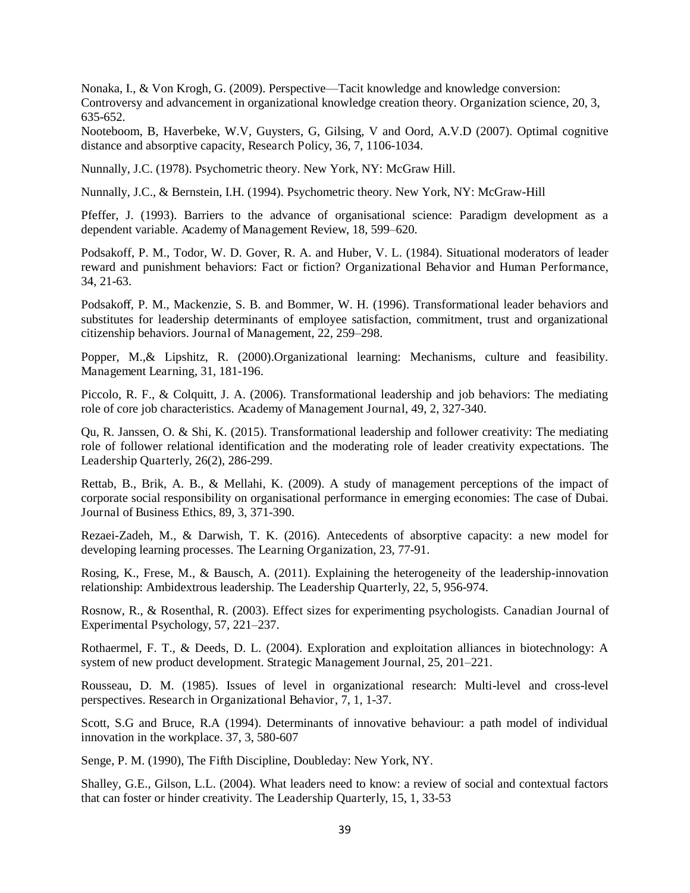Nonaka, I., & Von Krogh, G. (2009). Perspective—Tacit knowledge and knowledge conversion: Controversy and advancement in organizational knowledge creation theory. Organization science, 20, 3, 635-652.

Nooteboom, B, Haverbeke, W.V, Guysters, G, Gilsing, V and Oord, A.V.D (2007). Optimal cognitive distance and absorptive capacity, Research Policy, 36, 7, 1106-1034.

Nunnally, J.C. (1978). Psychometric theory. New York, NY: McGraw Hill.

Nunnally, J.C., & Bernstein, I.H. (1994). Psychometric theory. New York, NY: McGraw-Hill

Pfeffer, J. (1993). Barriers to the advance of organisational science: Paradigm development as a dependent variable. Academy of Management Review, 18, 599–620.

Podsakoff, P. M., Todor, W. D. Gover, R. A. and Huber, V. L. (1984). Situational moderators of leader reward and punishment behaviors: Fact or fiction? Organizational Behavior and Human Performance, 34, 21-63.

Podsakoff, P. M., Mackenzie, S. B. and Bommer, W. H. (1996). Transformational leader behaviors and substitutes for leadership determinants of employee satisfaction, commitment, trust and organizational citizenship behaviors. Journal of Management, 22, 259–298.

Popper, M.,& Lipshitz, R. (2000).Organizational learning: Mechanisms, culture and feasibility. Management Learning, 31, 181-196.

Piccolo, R. F., & Colquitt, J. A. (2006). Transformational leadership and job behaviors: The mediating role of core job characteristics. Academy of Management Journal, 49, 2, 327-340.

Qu, R. Janssen, O. & Shi, K. (2015). Transformational leadership and follower creativity: The mediating role of follower relational identification and the moderating role of leader creativity expectations. The Leadership Quarterly, 26(2), 286-299.

Rettab, B., Brik, A. B., & Mellahi, K. (2009). A study of management perceptions of the impact of corporate social responsibility on organisational performance in emerging economies: The case of Dubai. Journal of Business Ethics, 89, 3, 371-390.

Rezaei-Zadeh, M., & Darwish, T. K. (2016). Antecedents of absorptive capacity: a new model for developing learning processes. The Learning Organization, 23, 77-91.

Rosing, K., Frese, M., & Bausch, A. (2011). Explaining the heterogeneity of the leadership-innovation relationship: Ambidextrous leadership. The Leadership Quarterly, 22, 5, 956-974.

Rosnow, R., & Rosenthal, R. (2003). Effect sizes for experimenting psychologists. Canadian Journal of Experimental Psychology, 57, 221–237.

Rothaermel, F. T., & Deeds, D. L. (2004). Exploration and exploitation alliances in biotechnology: A system of new product development. Strategic Management Journal, 25, 201–221.

Rousseau, D. M. (1985). Issues of level in organizational research: Multi-level and cross-level perspectives. Research in Organizational Behavior, 7, 1, 1-37.

Scott, S.G and Bruce, R.A (1994). Determinants of innovative behaviour: a path model of individual innovation in the workplace. 37, 3, 580-607

Senge, P. M. (1990), The Fifth Discipline, Doubleday: New York, NY.

Shalley, G.E., Gilson, L.L. (2004). What leaders need to know: a review of social and contextual factors that can foster or hinder creativity. The Leadership Quarterly, 15, 1, 33-53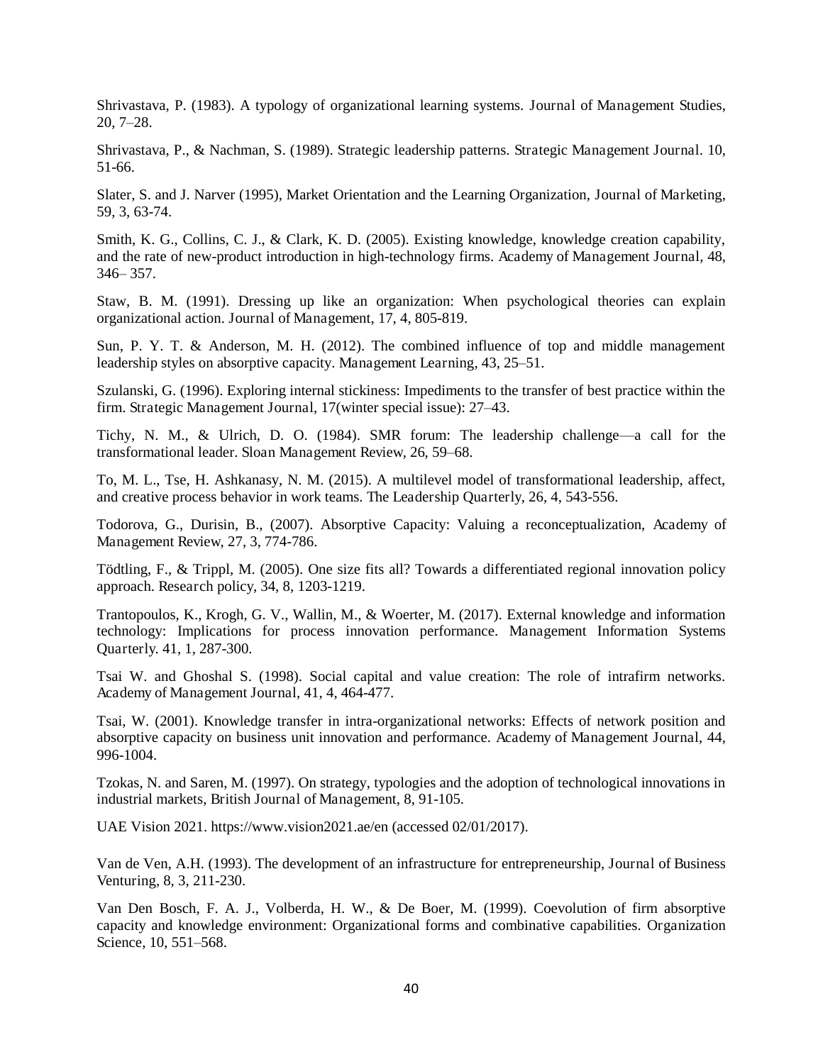Shrivastava, P. (1983). A typology of organizational learning systems. Journal of Management Studies, 20, 7–28.

Shrivastava, P., & Nachman, S. (1989). Strategic leadership patterns. Strategic Management Journal. 10, 51-66.

Slater, S. and J. Narver (1995), Market Orientation and the Learning Organization, Journal of Marketing, 59, 3, 63-74.

Smith, K. G., Collins, C. J., & Clark, K. D. (2005). Existing knowledge, knowledge creation capability, and the rate of new-product introduction in high-technology firms. Academy of Management Journal, 48, 346– 357.

Staw, B. M. (1991). Dressing up like an organization: When psychological theories can explain organizational action. Journal of Management, 17, 4, 805-819.

Sun, P. Y. T. & Anderson, M. H. (2012). The combined influence of top and middle management leadership styles on absorptive capacity. Management Learning, 43, 25–51.

Szulanski, G. (1996). Exploring internal stickiness: Impediments to the transfer of best practice within the firm. Strategic Management Journal, 17(winter special issue): 27–43.

Tichy, N. M., & Ulrich, D. O. (1984). SMR forum: The leadership challenge—a call for the transformational leader. Sloan Management Review, 26, 59–68.

To, M. L., Tse, H. Ashkanasy, N. M. (2015). A multilevel model of transformational leadership, affect, and creative process behavior in work teams. The Leadership Quarterly, 26, 4, 543-556.

Todorova, G., Durisin, B., (2007). Absorptive Capacity: Valuing a reconceptualization, Academy of Management Review, 27, 3, 774-786.

Tödtling, F., & Trippl, M. (2005). One size fits all? Towards a differentiated regional innovation policy approach. Research policy, 34, 8, 1203-1219.

Trantopoulos, K., Krogh, G. V., Wallin, M., & Woerter, M. (2017). External knowledge and information technology: Implications for process innovation performance. Management Information Systems Quarterly. 41, 1, 287-300.

Tsai W. and Ghoshal S. (1998). Social capital and value creation: The role of intrafirm networks. Academy of Management Journal, 41, 4, 464-477.

Tsai, W. (2001). Knowledge transfer in intra-organizational networks: Effects of network position and absorptive capacity on business unit innovation and performance. Academy of Management Journal, 44, 996-1004.

Tzokas, N. and Saren, M. (1997). On strategy, typologies and the adoption of technological innovations in industrial markets, British Journal of Management, 8, 91-105.

UAE Vision 2021. https://www.vision2021.ae/en (accessed 02/01/2017).

Van de Ven, A.H. (1993). The development of an infrastructure for entrepreneurship, Journal of Business Venturing, 8, 3, 211-230.

Van Den Bosch, F. A. J., Volberda, H. W., & De Boer, M. (1999). Coevolution of firm absorptive capacity and knowledge environment: Organizational forms and combinative capabilities. Organization Science, 10, 551–568.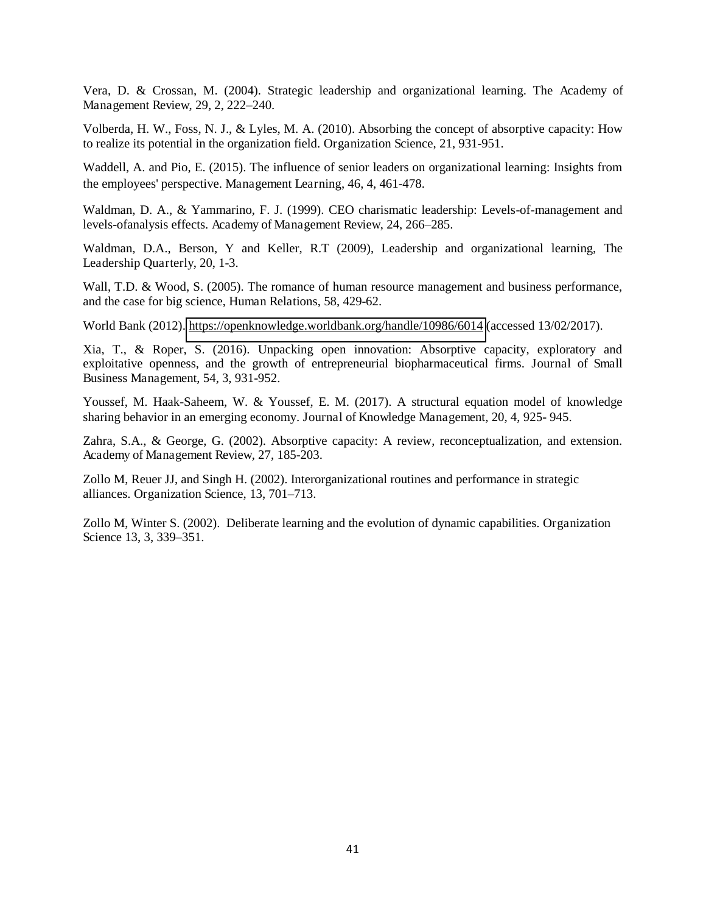Vera, D. & Crossan, M. (2004). Strategic leadership and organizational learning. The Academy of Management Review, 29, 2, 222–240.

Volberda, H. W., Foss, N. J., & Lyles, M. A. (2010). Absorbing the concept of absorptive capacity: How to realize its potential in the organization field. Organization Science, 21, 931-951.

Waddell, A. and Pio, E. (2015). The influence of senior leaders on organizational learning: Insights from the employees' perspective. Management Learning, 46, 4, 461-478.

Waldman, D. A., & Yammarino, F. J. (1999). CEO charismatic leadership: Levels-of-management and levels-ofanalysis effects. Academy of Management Review, 24, 266–285.

Waldman, D.A., Berson, Y and Keller, R.T (2009), Leadership and organizational learning, The Leadership Quarterly, 20, 1-3.

Wall, T.D. & Wood, S. (2005). The romance of human resource management and business performance, and the case for big science, Human Relations, 58, 429-62.

World Bank (2012). https://openknowledge.worldbank.org/handle/10986/6014 (accessed 13/02/2017).

Xia, T., & Roper, S. (2016). Unpacking open innovation: Absorptive capacity, exploratory and exploitative openness, and the growth of entrepreneurial biopharmaceutical firms. Journal of Small Business Management, 54, 3, 931-952.

Youssef, M. Haak-Saheem, W. & Youssef, E. M. (2017). A structural equation model of knowledge sharing behavior in an emerging economy. Journal of Knowledge Management, 20, 4, 925- 945.

Zahra, S.A., & George, G. (2002). Absorptive capacity: A review, reconceptualization, and extension. Academy of Management Review, 27, 185-203.

Zollo M, Reuer JJ, and Singh H. (2002). Interorganizational routines and performance in strategic alliances. Organization Science, 13, 701–713.

Zollo M, Winter S. (2002). Deliberate learning and the evolution of dynamic capabilities. Organization Science 13, 3, 339–351.